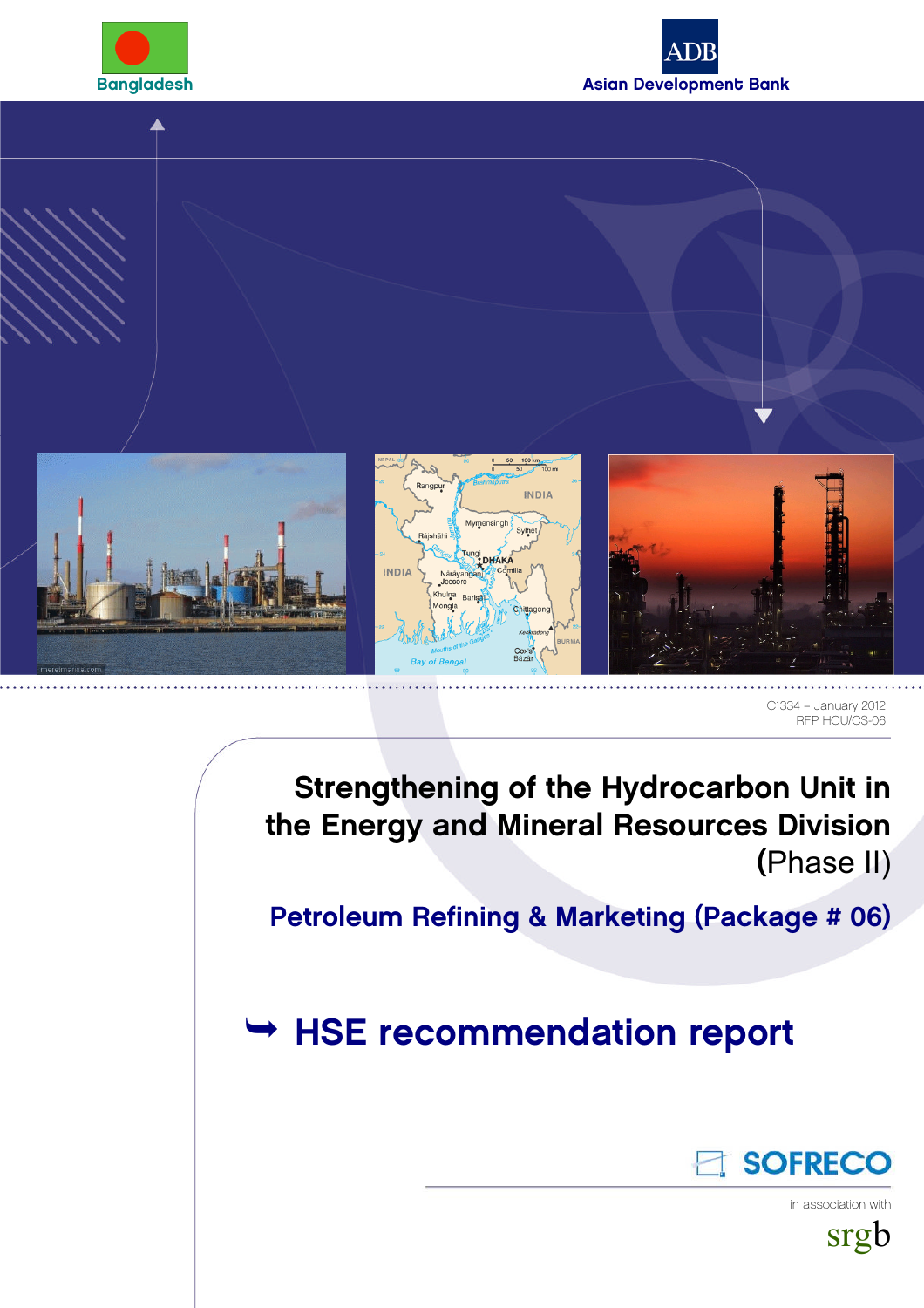Bangladesh

Asian Development Bank

C1334 – January 2012
RFP HCU/CS-06

# Strengthening of the Hydrocarbon Unit in the Energy and Mineral Resources Division (Phase II)

## Petroleum Refining & Marketing (Package # 06)

## HSE recommendation report

SOFRECO

in association with

srgb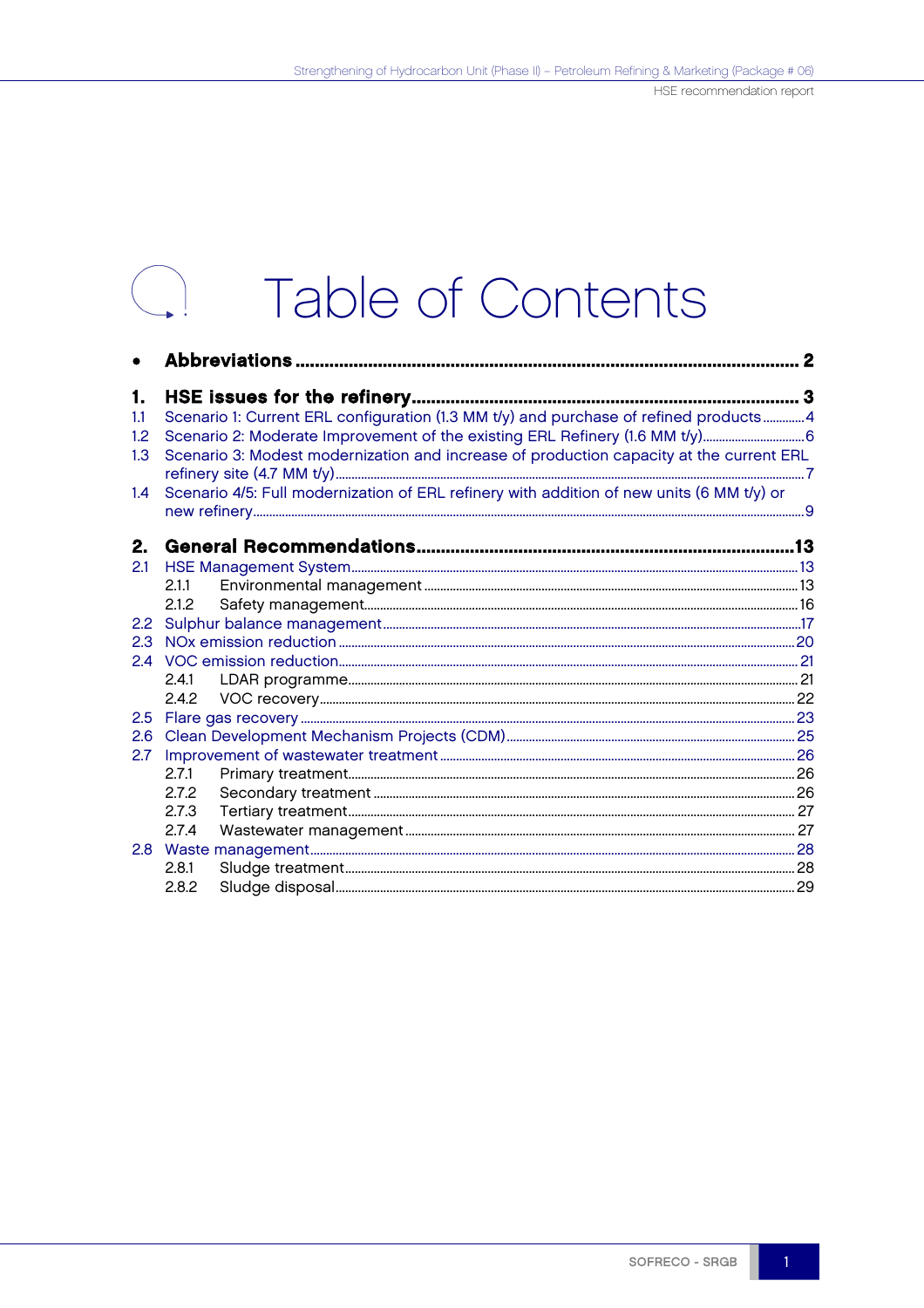# Table of Contents

- **Abbreviations** ........................................................................................................ **2**

**1. HSE issues for the refinery** ................................................................................ **3**

1.1 Scenario 1: Current ERL configuration (1.3 MM t/y) and purchase of refined products ............ 4
1.2 Scenario 2: Moderate Improvement of the existing ERL Refinery (1.6 MM t/y) ............................... 6
1.3 Scenario 3: Modest modernization and increase of production capacity at the current ERL refinery site (4.7 MM t/y) .......................................................................................................... 7
1.4 Scenario 4/5: Full modernization of ERL refinery with addition of new units (6 MM t/y) or new refinery .................................................................................................................................. 9

**2. General Recommendations** ............................................................................. **13**

2.1 HSE Management System ........................................................................................................ 13
  2.1.1 Environmental management ............................................................................................ 13
  2.1.2 Safety management .......................................................................................................... 16
2.2 Sulphur balance management ................................................................................................... 17
2.3 NOx emission reduction ............................................................................................................ 20
2.4 VOC emission reduction ............................................................................................................ 21
  2.4.1 LDAR programme ............................................................................................................. 21
  2.4.2 VOC recovery .................................................................................................................... 22
2.5 Flare gas recovery ..................................................................................................................... 23
2.6 Clean Development Mechanism Projects (CDM) ...................................................................... 25
2.7 Improvement of wastewater treatment ..................................................................................... 26
  2.7.1 Primary treatment ............................................................................................................. 26
  2.7.2 Secondary treatment ........................................................................................................ 26
  2.7.3 Tertiary treatment ............................................................................................................. 27
  2.7.4 Wastewater management ................................................................................................. 27
2.8 Waste management .................................................................................................................. 28
  2.8.1 Sludge treatment ............................................................................................................... 28
  2.8.2 Sludge disposal ................................................................................................................. 29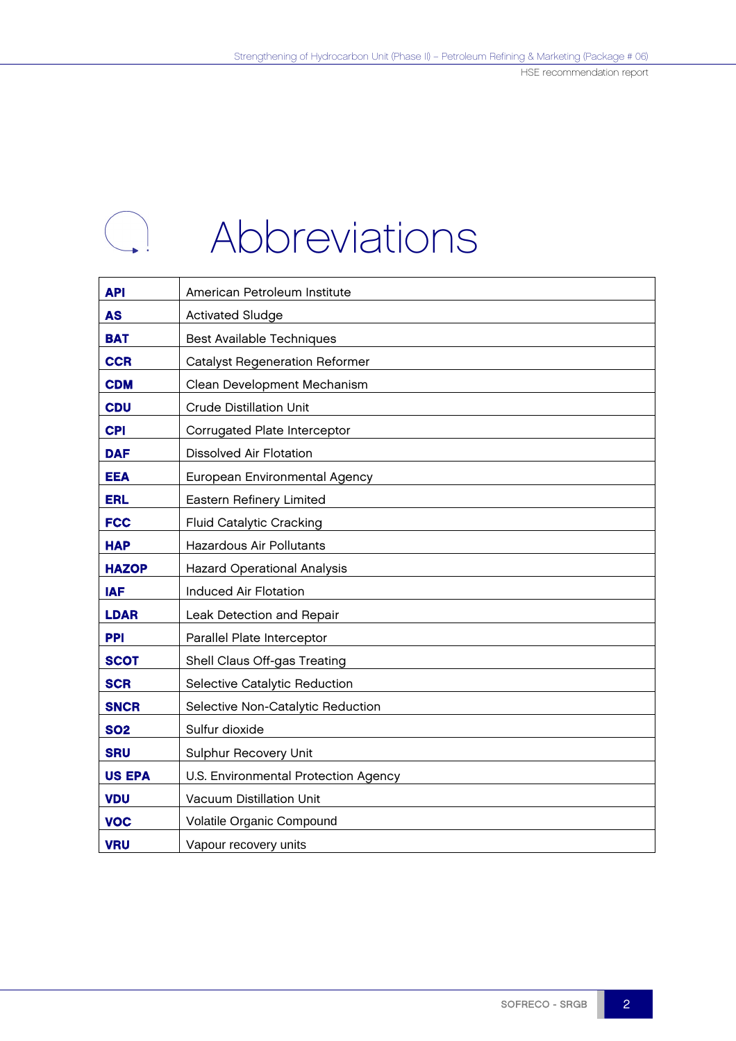# Abbreviations

| | |
|---|---|
| **API** | American Petroleum Institute |
| **AS** | Activated Sludge |
| **BAT** | Best Available Techniques |
| **CCR** | Catalyst Regeneration Reformer |
| **CDM** | Clean Development Mechanism |
| **CDU** | Crude Distillation Unit |
| **CPI** | Corrugated Plate Interceptor |
| **DAF** | Dissolved Air Flotation |
| **EEA** | European Environmental Agency |
| **ERL** | Eastern Refinery Limited |
| **FCC** | Fluid Catalytic Cracking |
| **HAP** | Hazardous Air Pollutants |
| **HAZOP** | Hazard Operational Analysis |
| **IAF** | Induced Air Flotation |
| **LDAR** | Leak Detection and Repair |
| **PPI** | Parallel Plate Interceptor |
| **SCOT** | Shell Claus Off-gas Treating |
| **SCR** | Selective Catalytic Reduction |
| **SNCR** | Selective Non-Catalytic Reduction |
| **SO2** | Sulfur dioxide |
| **SRU** | Sulphur Recovery Unit |
| **US EPA** | U.S. Environmental Protection Agency |
| **VDU** | Vacuum Distillation Unit |
| **VOC** | Volatile Organic Compound |
| **VRU** | Vapour recovery units |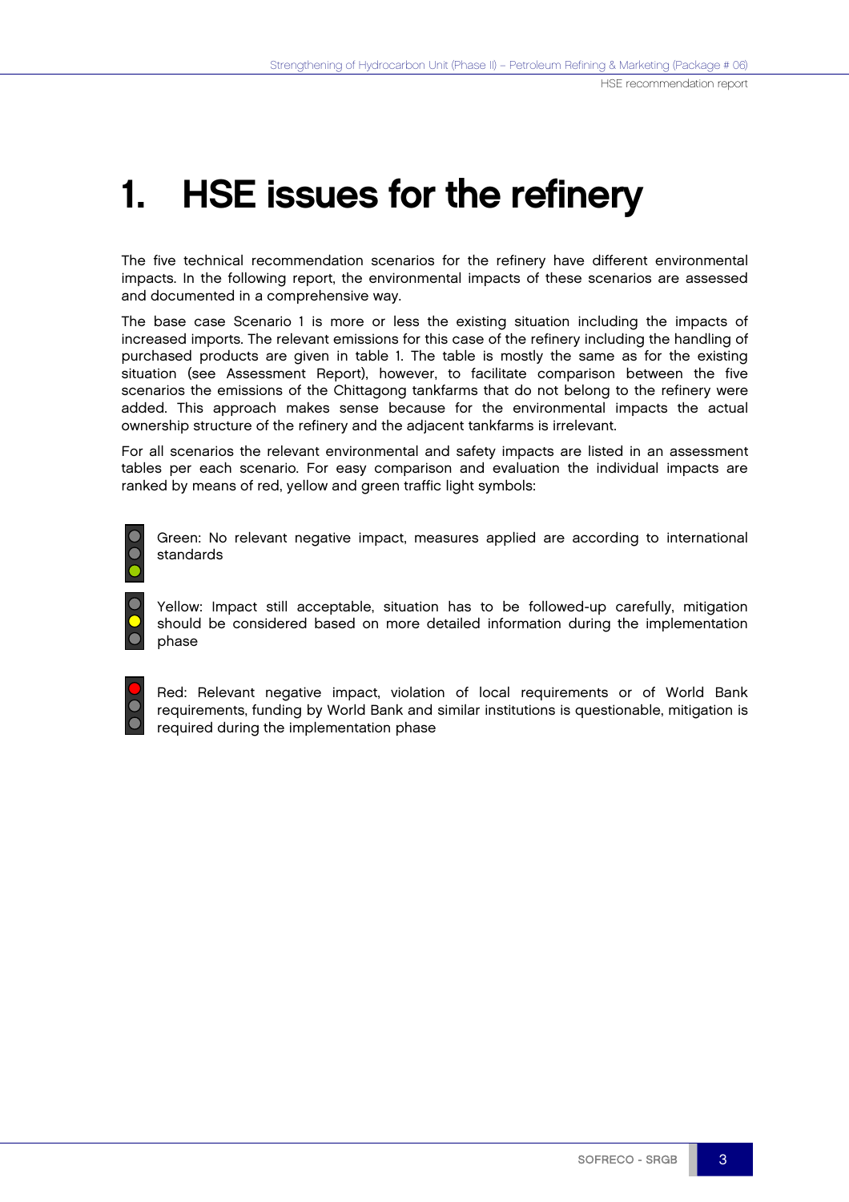# 1. HSE issues for the refinery

The five technical recommendation scenarios for the refinery have different environmental impacts. In the following report, the environmental impacts of these scenarios are assessed and documented in a comprehensive way.

The base case Scenario 1 is more or less the existing situation including the impacts of increased imports. The relevant emissions for this case of the refinery including the handling of purchased products are given in table 1. The table is mostly the same as for the existing situation (see Assessment Report), however, to facilitate comparison between the five scenarios the emissions of the Chittagong tankfarms that do not belong to the refinery were added. This approach makes sense because for the environmental impacts the actual ownership structure of the refinery and the adjacent tankfarms is irrelevant.

For all scenarios the relevant environmental and safety impacts are listed in an assessment tables per each scenario. For easy comparison and evaluation the individual impacts are ranked by means of red, yellow and green traffic light symbols:

Green: No relevant negative impact, measures applied are according to international standards

Yellow: Impact still acceptable, situation has to be followed-up carefully, mitigation should be considered based on more detailed information during the implementation phase

Red: Relevant negative impact, violation of local requirements or of World Bank requirements, funding by World Bank and similar institutions is questionable, mitigation is required during the implementation phase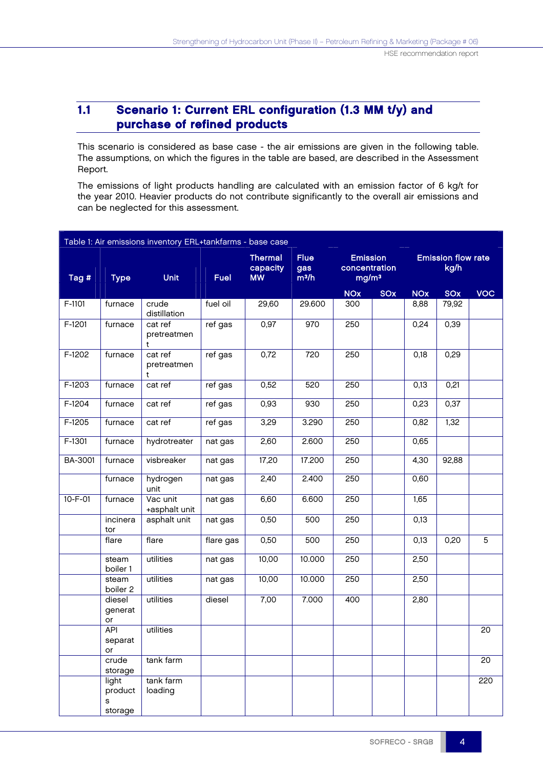## 1.1 Scenario 1: Current ERL configuration (1.3 MM t/y) and purchase of refined products

This scenario is considered as base case - the air emissions are given in the following table. The assumptions, on which the figures in the table are based, are described in the Assessment Report.

The emissions of light products handling are calculated with an emission factor of 6 kg/t for the year 2010. Heavier products do not contribute significantly to the overall air emissions and can be neglected for this assessment.

Table 1: Air emissions inventory ERL+tankfarms - base case

| Tag # | Type | Unit | Fuel | Thermal capacity MW | Flue gas m³/h | Emission concentration mg/m³ | | Emission flow rate kg/h | | |
|---|---|---|---|---|---|---|---|---|---|---|
| | | | | | | NOx | SOx | NOx | SOx | VOC |
| F-1101 | furnace | crude distillation | fuel oil | 29,60 | 29.600 | 300 | | 8,88 | 79,92 | |
| F-1201 | furnace | cat ref pretreatment | ref gas | 0,97 | 970 | 250 | | 0,24 | 0,39 | |
| F-1202 | furnace | cat ref pretreatment | ref gas | 0,72 | 720 | 250 | | 0,18 | 0,29 | |
| F-1203 | furnace | cat ref | ref gas | 0,52 | 520 | 250 | | 0,13 | 0,21 | |
| F-1204 | furnace | cat ref | ref gas | 0,93 | 930 | 250 | | 0,23 | 0,37 | |
| F-1205 | furnace | cat ref | ref gas | 3,29 | 3.290 | 250 | | 0,82 | 1,32 | |
| F-1301 | furnace | hydrotreater | nat gas | 2,60 | 2.600 | 250 | | 0,65 | | |
| BA-3001 | furnace | visbreaker | nat gas | 17,20 | 17.200 | 250 | | 4,30 | 92,88 | |
| | furnace | hydrogen unit | nat gas | 2,40 | 2.400 | 250 | | 0,60 | | |
| 10-F-01 | furnace | Vac unit +asphalt unit | nat gas | 6,60 | 6.600 | 250 | | 1,65 | | |
| | incinerator | asphalt unit | nat gas | 0,50 | 500 | 250 | | 0,13 | | |
| | flare | flare | flare gas | 0,50 | 500 | 250 | | 0,13 | 0,20 | 5 |
| | steam boiler 1 | utilities | nat gas | 10,00 | 10.000 | 250 | | 2,50 | | |
| | steam boiler 2 | utilities | nat gas | 10,00 | 10.000 | 250 | | 2,50 | | |
| | diesel generator | utilities | diesel | 7,00 | 7.000 | 400 | | 2,80 | | |
| | API separator | utilities | | | | | | | | 20 |
| | crude storage | tank farm | | | | | | | | 20 |
| | light products storage | tank farm loading | | | | | | | | 220 |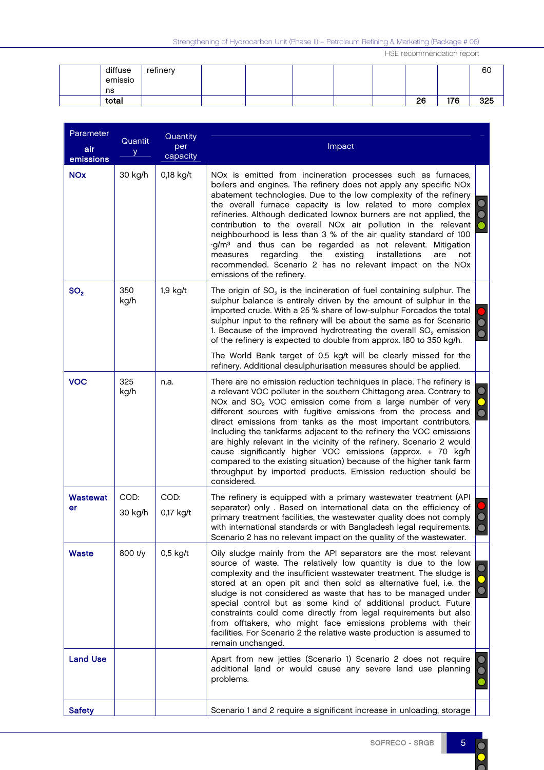| | | | | | | | | | | |
|---|---|---|---|---|---|---|---|---|---|---|
| | diffuse emissions | refinery | | | | | | | | 60 |
| | total | | | | | | | 26 | 176 | 325 |

| Parameter air emissions | Quantity | Quantity per capacity | Impact | |
|---|---|---|---|---|
| NOx | 30 kg/h | 0,18 kg/t | NOx is emitted from incineration processes such as furnaces, boilers and engines. The refinery does not apply any specific NOx abatement technologies. Due to the low complexity of the refinery the overall furnace capacity is low related to more complex refineries. Although dedicated lownox burners are not applied, the contribution to the overall NOx air pollution in the relevant neighbourhood is less than 3 % of the air quality standard of 100 ·g/m³ and thus can be regarded as not relevant. Mitigation measures regarding the existing installations are not recommended. Scenario 2 has no relevant impact on the NOx emissions of the refinery. | green |
| $SO_2$ | 350 kg/h | 1,9 kg/t | The origin of $SO_2$ is the incineration of fuel containing sulphur. The sulphur balance is entirely driven by the amount of sulphur in the imported crude. With a 25 % share of low-sulphur Forcados the total sulphur input to the refinery will be about the same as for Scenario 1. Because of the improved hydrotreating the overall $SO_2$ emission of the refinery is expected to double from approx. 180 to 350 kg/h.<br><br>The World Bank target of 0,5 kg/t will be clearly missed for the refinery. Additional desulphurisation measures should be applied. | red |
| VOC | 325 kg/h | n.a. | There are no emission reduction techniques in place. The refinery is a relevant VOC polluter in the southern Chittagong area. Contrary to NOx and $SO_2$ VOC emission come from a large number of very different sources with fugitive emissions from the process and direct emissions from tanks as the most important contributors. Including the tankfarms adjacent to the refinery the VOC emissions are highly relevant in the vicinity of the refinery. Scenario 2 would cause significantly higher VOC emissions (approx. + 70 kg/h compared to the existing situation) because of the higher tank farm throughput by imported products. Emission reduction should be considered. | yellow |
| Wastewater | COD:<br>30 kg/h | COD:<br>0,17 kg/t | The refinery is equipped with a primary wastewater treatment (API separator) only . Based on international data on the efficiency of primary treatment facilities, the wastewater quality does not comply with international standards or with Bangladesh legal requirements. Scenario 2 has no relevant impact on the quality of the wastewater. | red |
| Waste | 800 t/y | 0,5 kg/t | Oily sludge mainly from the API separators are the most relevant source of waste. The relatively low quantity is due to the low complexity and the insufficient wastewater treatment. The sludge is stored at an open pit and then sold as alternative fuel, i.e. the sludge is not considered as waste that has to be managed under special control but as some kind of additional product. Future constraints could come directly from legal requirements but also from offtakers, who might face emissions problems with their facilities. For Scenario 2 the relative waste production is assumed to remain unchanged. | yellow |
| Land Use | | | Apart from new jetties (Scenario 1) Scenario 2 does not require additional land or would cause any severe land use planning problems. | green |
| Safety | | | Scenario 1 and 2 require a significant increase in unloading, storage | yellow |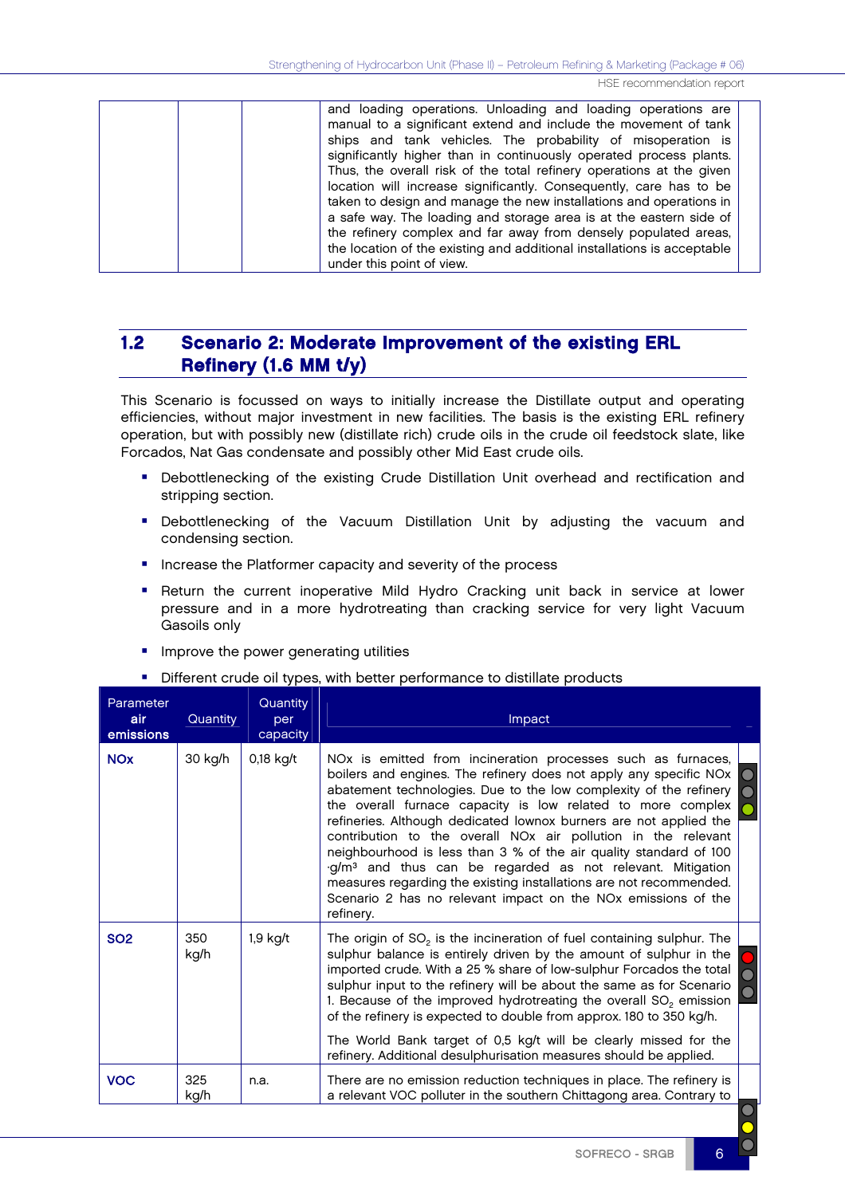| | | | | |
|---|---|---|---|---|
| | | | and loading operations. Unloading and loading operations are manual to a significant extend and include the movement of tank ships and tank vehicles. The probability of misoperation is significantly higher than in continuously operated process plants. Thus, the overall risk of the total refinery operations at the given location will increase significantly. Consequently, care has to be taken to design and manage the new installations and operations in a safe way. The loading and storage area is at the eastern side of the refinery complex and far away from densely populated areas, the location of the existing and additional installations is acceptable under this point of view. | |

## 1.2 Scenario 2: Moderate Improvement of the existing ERL Refinery (1.6 MM t/y)

This Scenario is focussed on ways to initially increase the Distillate output and operating efficiencies, without major investment in new facilities. The basis is the existing ERL refinery operation, but with possibly new (distillate rich) crude oils in the crude oil feedstock slate, like Forcados, Nat Gas condensate and possibly other Mid East crude oils.

- Debottlenecking of the existing Crude Distillation Unit overhead and rectification and stripping section.
- Debottlenecking of the Vacuum Distillation Unit by adjusting the vacuum and condensing section.
- Increase the Platformer capacity and severity of the process
- Return the current inoperative Mild Hydro Cracking unit back in service at lower pressure and in a more hydrotreating than cracking service for very light Vacuum Gasoils only
- Improve the power generating utilities
- Different crude oil types, with better performance to distillate products

| Parameter **air emissions** | Quantity | Quantity per capacity | Impact | |
|---|---|---|---|---|
| **NOx** | 30 kg/h | 0,18 kg/t | NOx is emitted from incineration processes such as furnaces, boilers and engines. The refinery does not apply any specific NOx abatement technologies. Due to the low complexity of the refinery the overall furnace capacity is low related to more complex refineries. Although dedicated lownox burners are not applied the contribution to the overall NOx air pollution in the relevant neighbourhood is less than 3 % of the air quality standard of 100 ·g/m³ and thus can be regarded as not relevant. Mitigation measures regarding the existing installations are not recommended. Scenario 2 has no relevant impact on the NOx emissions of the refinery. | green |
| **SO2** | 350 kg/h | 1,9 kg/t | The origin of $SO_2$ is the incineration of fuel containing sulphur. The sulphur balance is entirely driven by the amount of sulphur in the imported crude. With a 25 % share of low-sulphur Forcados the total sulphur input to the refinery will be the same as for Scenario 1. Because of the improved hydrotreating the overall $SO_2$ emission of the refinery is expected to double from approx. 180 to 350 kg/h.<br><br>The World Bank target of 0,5 kg/t will be clearly missed for the refinery. Additional desulphurisation measures should be applied. | red |
| **VOC** | 325 kg/h | n.a. | There are no emission reduction techniques in place. The refinery is a relevant VOC polluter in the southern Chittagong area. Contrary to | yellow |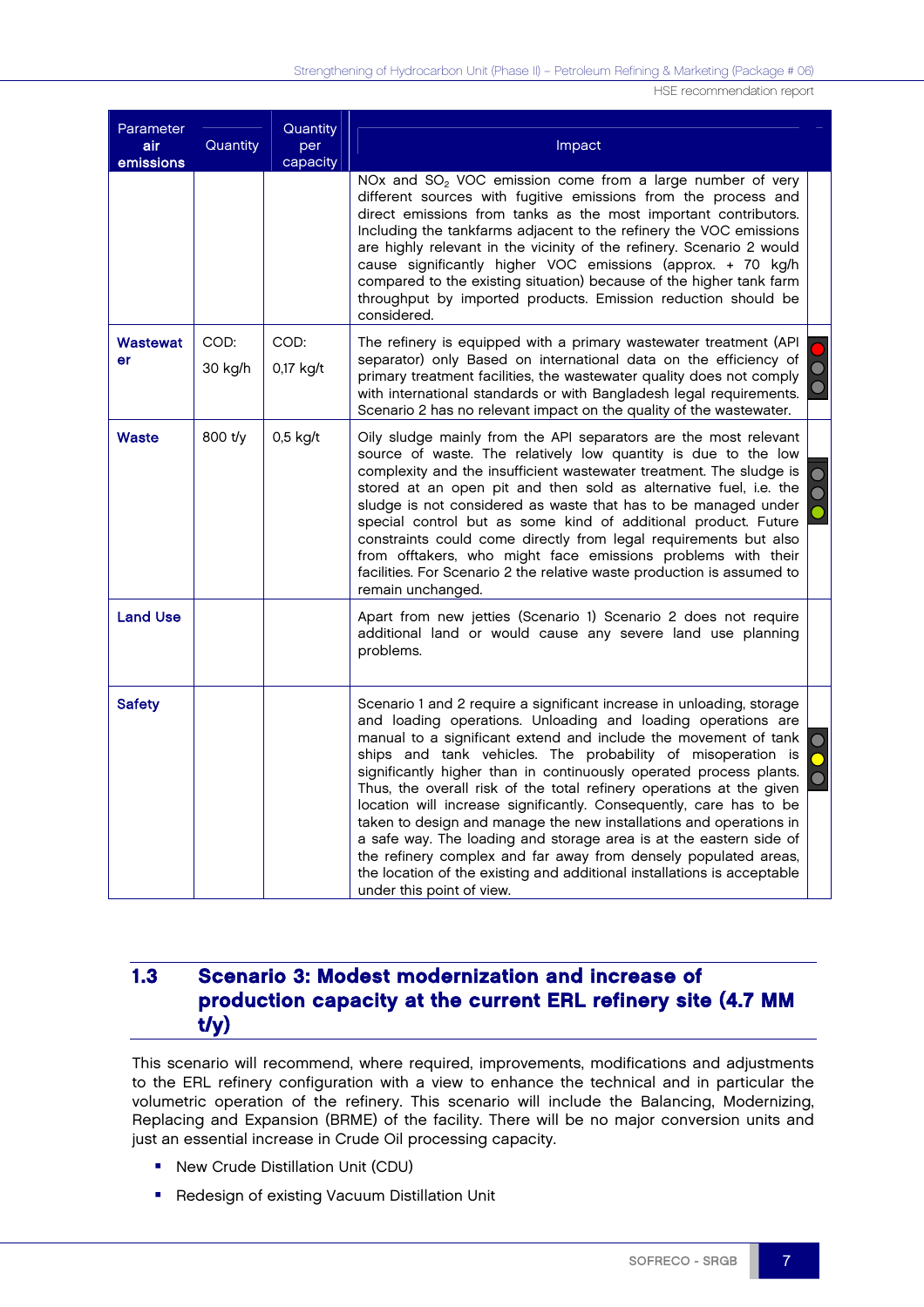| Parameter air emissions | Quantity | Quantity per capacity | Impact |
|---|---|---|---|
| | | | NOx and $SO_2$ VOC emission come from a large number of very different sources with fugitive emissions from the process and direct emissions from tanks as the most important contributors. Including the tankfarms adjacent to the refinery the VOC emissions are highly relevant in the vicinity of the refinery. Scenario 2 would cause significantly higher VOC emissions (approx. + 70 kg/h compared to the existing situation) because of the higher tank farm throughput by imported products. Emission reduction should be considered. |
| **Wastewater** | COD: 30 kg/h | COD: 0,17 kg/t | The refinery is equipped with a primary wastewater treatment (API separator) only Based on international data on the efficiency of primary treatment facilities, the wastewater quality does not comply with international standards or with Bangladesh legal requirements. Scenario 2 has no relevant impact on the quality of the wastewater. |
| **Waste** | 800 t/y | 0,5 kg/t | Oily sludge mainly from the API separators are the most relevant source of waste. The relatively low quantity is due to the low complexity and the insufficient wastewater treatment. The sludge is stored at an open pit and then sold as alternative fuel, i.e. the sludge is not considered as waste that has to be managed under special control but as some kind of additional product. Future constraints could come directly from legal requirements but also from offtakers, who might face emissions problems with their facilities. For Scenario 2 the relative waste production is assumed to remain unchanged. |
| **Land Use** | | | Apart from new jetties (Scenario 1) Scenario 2 does not require additional land or would cause any severe land use planning problems. |
| **Safety** | | | Scenario 1 and 2 require a significant increase in unloading, storage and loading operations. Unloading and loading operations are manual to a significant extend and include the movement of tank ships and tank vehicles. The probability of misoperation is significantly higher than in continuously operated process plants. Thus, the overall risk of the total refinery operations at the given location will increase significantly. Consequently, care has to be taken to design and manage the new installations and operations in a safe way. The loading and storage area is at the eastern side of the refinery complex and far away from densely populated areas, the location of the existing and additional installations is acceptable under this point of view. |

## 1.3 Scenario 3: Modest modernization and increase of production capacity at the current ERL refinery site (4.7 MM t/y)

This scenario will recommend, where required, improvements, modifications and adjustments to the ERL refinery configuration with a view to enhance the technical and in particular the volumetric operation of the refinery. This scenario will include the Balancing, Modernizing, Replacing and Expansion (BRME) of the facility. There will be no major conversion units and just an essential increase in Crude Oil processing capacity.

- New Crude Distillation Unit (CDU)
- Redesign of existing Vacuum Distillation Unit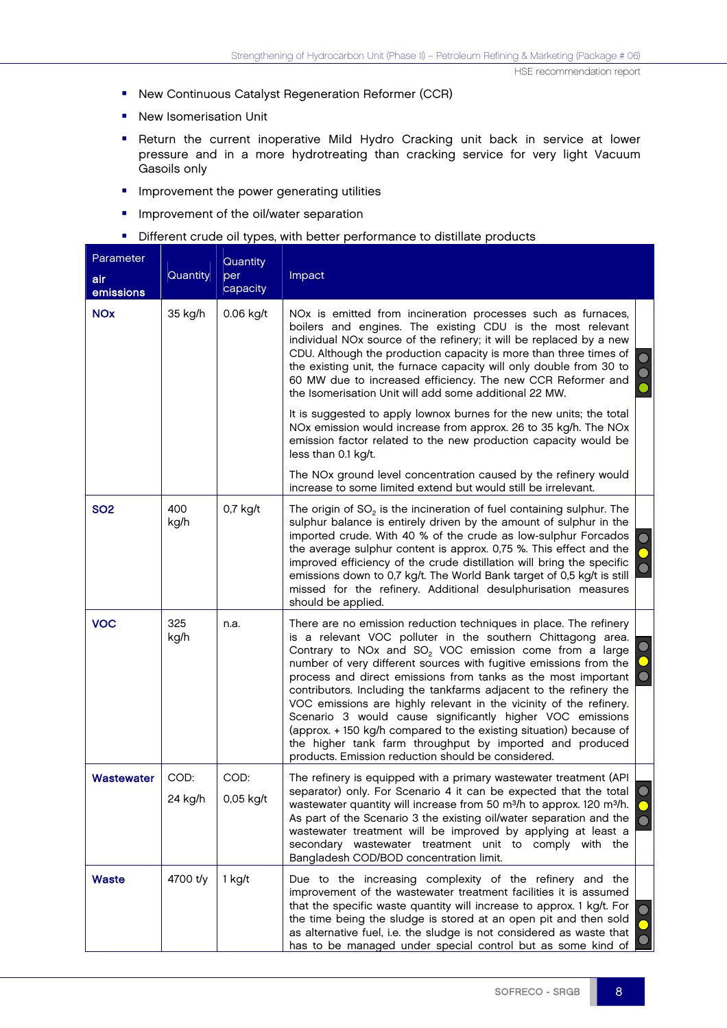- New Continuous Catalyst Regeneration Reformer (CCR)
- New Isomerisation Unit
- Return the current inoperative Mild Hydro Cracking unit back in service at lower pressure and in a more hydrotreating than cracking service for very light Vacuum Gasoils only
- Improvement the power generating utilities
- Improvement of the oil/water separation
- Different crude oil types, with better performance to distillate products

| Parameter **air emissions** | Quantity | Quantity per capacity | Impact |
|---|---|---|---|
| **NOx** | 35 kg/h | 0.06 kg/t | NOx is emitted from incineration processes such as furnaces, boilers and engines. The existing CDU is the most relevant individual NOx source of the refinery; it will be replaced by a new CDU. Although the production capacity is more than three times of the existing unit, the furnace capacity will only double from 30 to 60 MW due to increased efficiency. The new CCR Reformer and the Isomerisation Unit will add some additional 22 MW.<br><br>It is suggested to apply lownox burnes for the new units; the total NOx emission would increase from approx. 26 to 35 kg/h. The NOx emission factor related to the new production capacity would be less than 0.1 kg/t.<br><br>The NOx ground level concentration caused by the refinery would increase to some limited extend but would still be irrelevant. |
| **SO2** | 400 kg/h | 0,7 kg/t | The origin of $SO_2$ is the incineration of fuel containing sulphur. The sulphur balance is entirely driven by the amount of sulphur in the imported crude. With 40 % of the crude as low-sulphur Forcados the average sulphur content is approx. 0,75 %. This effect and the improved efficiency of the crude distillation will bring the specific emissions down to 0,7 kg/t. The World Bank target of 0,5 kg/t is still missed for the refinery. Additional desulphurisation measures should be applied. |
| **VOC** | 325 kg/h | n.a. | There are no emission reduction techniques in place. The refinery is a relevant VOC polluter in the southern Chittagong area. Contrary to NOx and $SO_2$ VOC emission come from a large number of very different sources with fugitive emissions from the process and direct emissions from tanks as the most important contributors. Including the tankfarms adjacent to the refinery the VOC emissions are highly relevant in the vicinity of the refinery. Scenario 3 would cause significantly higher VOC emissions (approx. + 150 kg/h compared to the existing situation) because of the higher tank farm throughput by imported and produced products. Emission reduction should be considered. |
| **Wastewater** | COD:<br><br>24 kg/h | COD:<br><br>0,05 kg/t | The refinery is equipped with a primary wastewater treatment (API separator) only. For Scenario 4 it can be expected that the total wastewater quantity will increase from 50 m³/h to approx. 120 m³/h. As part of the Scenario 3 the existing oil/water separation and the wastewater treatment will be improved by applying at least a secondary wastewater treatment unit to comply with the Bangladesh COD/BOD concentration limit. |
| **Waste** | 4700 t/y | 1 kg/t | Due to the increasing complexity of the refinery and the improvement of the wastewater treatment facilities it is assumed that the specific waste quantity will increase to approx. 1 kg/t. For the time being the sludge is stored at an open pit and then sold as alternative fuel, i.e. the sludge is not considered as waste that has to be managed under special control but as some kind of |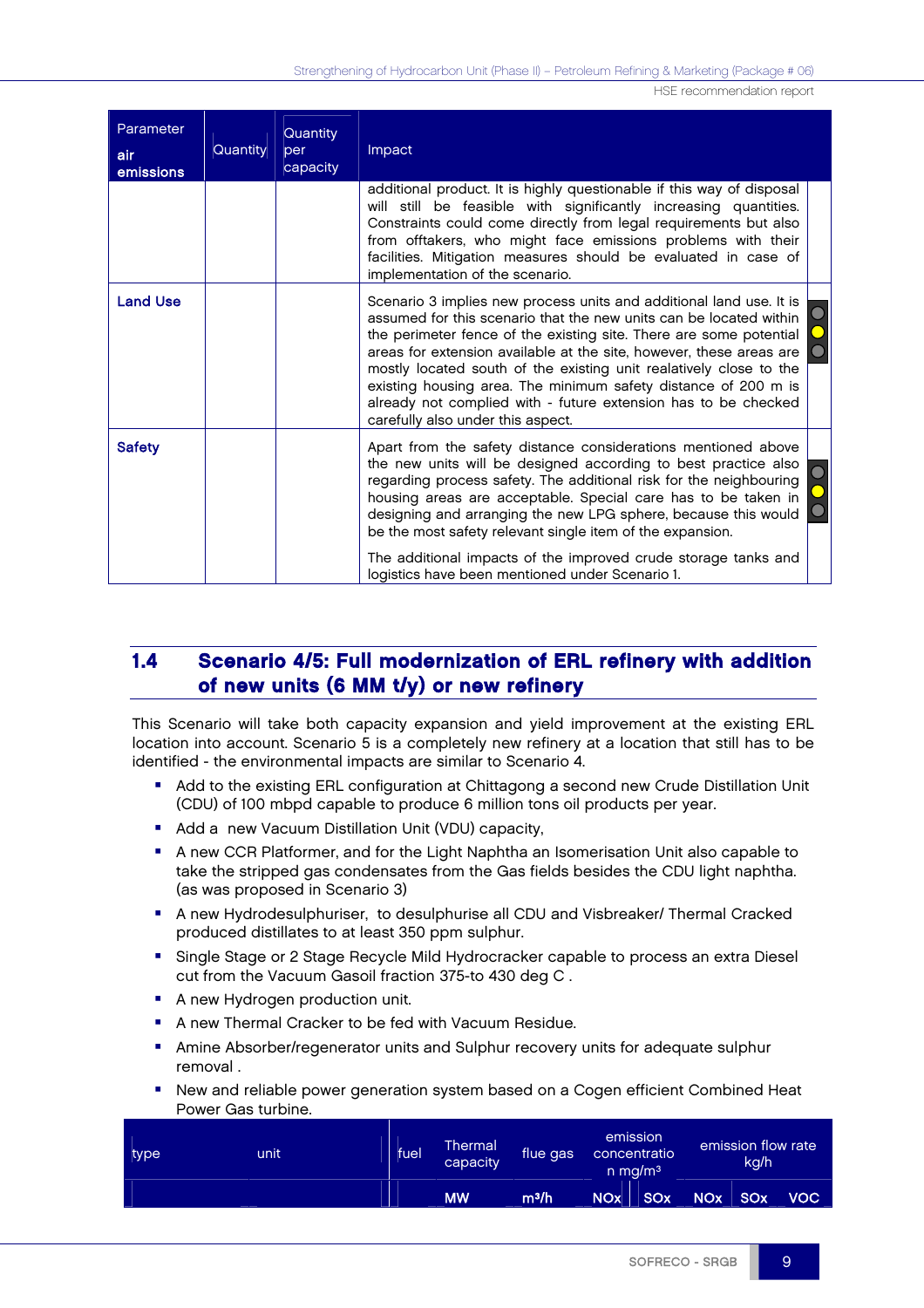| Parameter<br>air emissions | Quantity | Quantity per capacity | Impact |
|---|---|---|---|
| | | | additional product. It is highly questionable if this way of disposal will still be feasible with significantly increasing quantities. Constraints could come directly from legal requirements but also from offtakers, who might face emissions problems with their facilities. Mitigation measures should be evaluated in case of implementation of the scenario. |
| **Land Use** | | | Scenario 3 implies new process units and additional land use. It is assumed for this scenario that the new units can be located within the perimeter fence of the existing site. There are some potential areas for extension available at the site, however, these areas are mostly located south of the existing unit realatively close to the existing housing area. The minimum safety distance of 200 m is already not complied with - future extension has to be checked carefully also under this aspect. |
| **Safety** | | | Apart from the safety distance considerations mentioned above the new units will be designed according to best practice also regarding process safety. The additional risk for the neighbouring housing areas are acceptable. Special care has to be taken in designing and arranging the new LPG sphere, because this would be the most safety relevant single item of the expansion.<br><br>The additional impacts of the improved crude storage tanks and logistics have been mentioned under Scenario 1. |

## 1.4 Scenario 4/5: Full modernization of ERL refinery with addition of new units (6 MM t/y) or new refinery

This Scenario will take both capacity expansion and yield improvement at the existing ERL location into account. Scenario 5 is a completely new refinery at a location that still has to be identified - the environmental impacts are similar to Scenario 4.

- Add to the existing ERL configuration at Chittagong a second new Crude Distillation Unit (CDU) of 100 mbpd capable to produce 6 million tons oil products per year.
- Add a new Vacuum Distillation Unit (VDU) capacity,
- A new CCR Platformer, and for the Light Naphtha an Isomerisation Unit also capable to take the stripped gas condensates from the Gas fields besides the CDU light naphtha. (as was proposed in Scenario 3)
- A new Hydrodesulphuriser, to desulphurise all CDU and Visbreaker/ Thermal Cracked produced distillates to at least 350 ppm sulphur.
- Single Stage or 2 Stage Recycle Mild Hydrocracker capable to process an extra Diesel cut from the Vacuum Gasoil fraction 375-to 430 deg C .
- A new Hydrogen production unit.
- A new Thermal Cracker to be fed with Vacuum Residue.
- Amine Absorber/regenerator units and Sulphur recovery units for adequate sulphur removal .
- New and reliable power generation system based on a Cogen efficient Combined Heat Power Gas turbine.

| type | unit | fuel | Thermal capacity | flue gas | emission concentration mg/m³ | | emission flow rate kg/h | | |
|---|---|---|---|---|---|---|---|---|---|
| | | | MW | m³/h | NOx | SOx | NOx | SOx | VOC |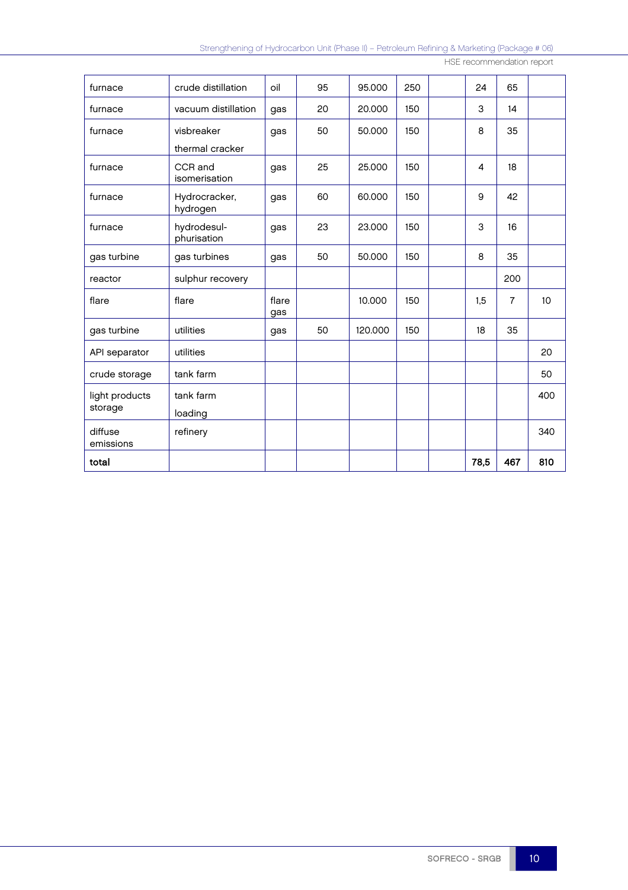| | | | | | | | | | |
|---|---|---|---|---|---|---|---|---|---|
| furnace | crude distillation | oil | 95 | 95.000 | 250 | | 24 | 65 | |
| furnace | vacuum distillation | gas | 20 | 20.000 | 150 | | 3 | 14 | |
| furnace | visbreaker<br>thermal cracker | gas | 50 | 50.000 | 150 | | 8 | 35 | |
| furnace | CCR and isomerisation | gas | 25 | 25.000 | 150 | | 4 | 18 | |
| furnace | Hydrocracker, hydrogen | gas | 60 | 60.000 | 150 | | 9 | 42 | |
| furnace | hydrodesul-phurisation | gas | 23 | 23.000 | 150 | | 3 | 16 | |
| gas turbine | gas turbines | gas | 50 | 50.000 | 150 | | 8 | 35 | |
| reactor | sulphur recovery | | | | | | | 200 | |
| flare | flare | flare gas | | 10.000 | 150 | | 1,5 | 7 | 10 |
| gas turbine | utilities | gas | 50 | 120.000 | 150 | | 18 | 35 | |
| API separator | utilities | | | | | | | | 20 |
| crude storage | tank farm | | | | | | | | 50 |
| light products storage | tank farm<br>loading | | | | | | | | 400 |
| diffuse emissions | refinery | | | | | | | | 340 |
| **total** | | | | | | | 78,5 | 467 | 810 |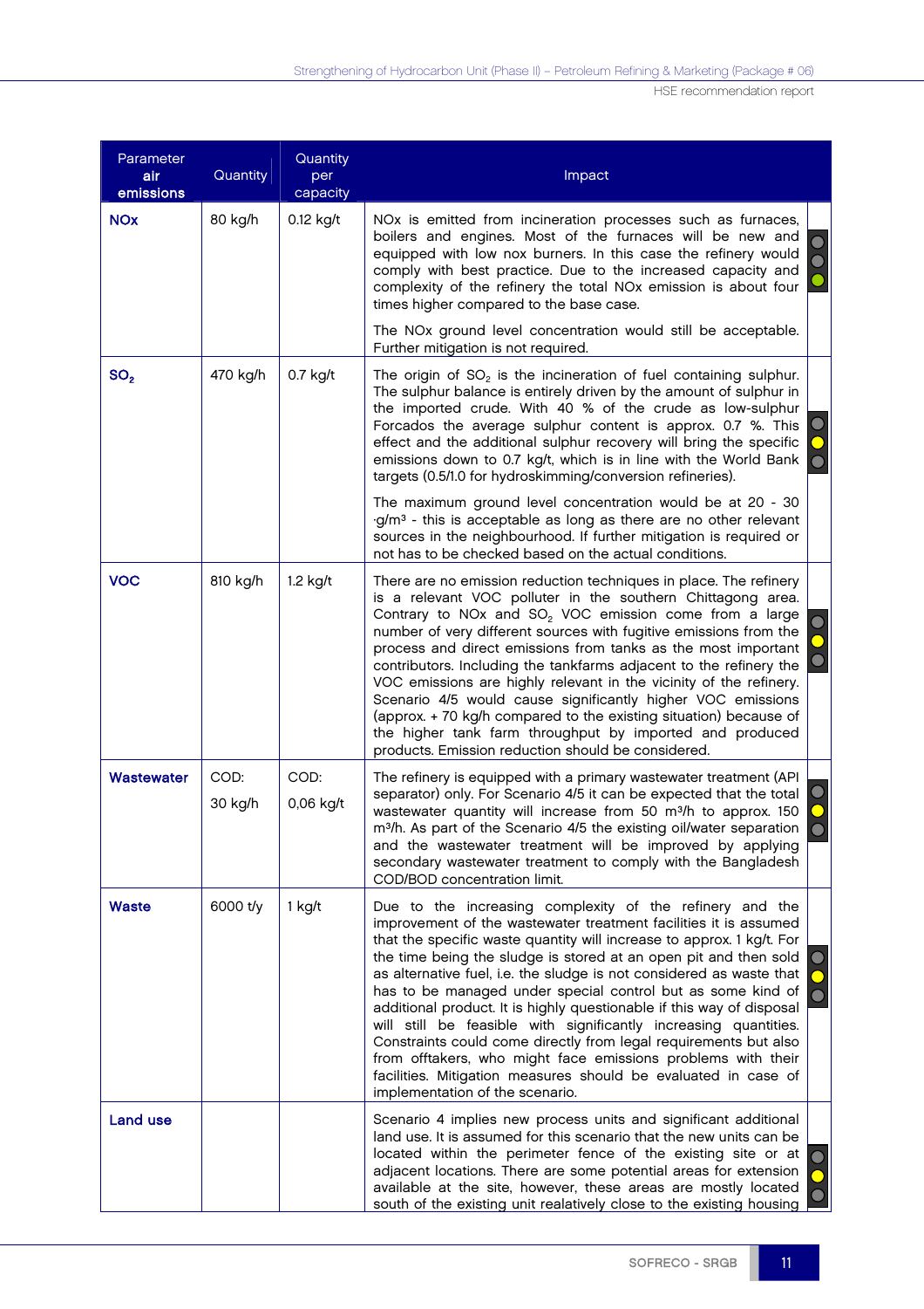| Parameter air emissions | Quantity | Quantity per capacity | Impact |
|---|---|---|---|
| **NOx** | 80 kg/h | 0.12 kg/t | NOx is emitted from incineration processes such as furnaces, boilers and engines. Most of the furnaces will be new and equipped with low nox burners. In this case the refinery would comply with best practice. Due to the increased capacity and complexity of the refinery the total NOx emission is about four times higher compared to the base case.<br><br>The NOx ground level concentration would still be acceptable. Further mitigation is not required. |
| **$SO_2$** | 470 kg/h | 0.7 kg/t | The origin of $SO_2$ is the incineration of fuel containing sulphur. The sulphur balance is entirely driven by the amount of sulphur in the imported crude. With 40 % of the crude as low-sulphur Forcados the average sulphur content is approx. 0.7 %. This effect and the additional sulphur recovery will bring the specific emissions down to 0.7 kg/t, which is in line with the World Bank targets (0.5/1.0 for hydroskimming/conversion refineries).<br><br>The maximum ground level concentration would be at 20 - 30 ·g/m³ - this is acceptable as long as there are no other relevant sources in the neighbourhood. If further mitigation is required or not has to be checked based on the actual conditions. |
| **VOC** | 810 kg/h | 1.2 kg/t | There are no emission reduction techniques in place. The refinery is a relevant VOC polluter in the southern Chittagong area. Contrary to NOx and $SO_2$ VOC emission come from a large number of very different sources with fugitive emissions from the process and direct emissions from tanks as the most important contributors. Including the tankfarms adjacent to the refinery the VOC emissions are highly relevant in the vicinity of the refinery. Scenario 4/5 would cause significantly higher VOC emissions (approx. + 70 kg/h compared to the existing situation) because of the higher tank farm throughput by imported and produced products. Emission reduction should be considered. |
| **Wastewater** | COD:<br><br>30 kg/h | COD:<br><br>0,06 kg/t | The refinery is equipped with a primary wastewater treatment (API separator) only. For Scenario 4/5 it can be expected that the total wastewater quantity will increase from 50 m³/h to approx. 150 m³/h. As part of the Scenario 4/5 the existing oil/water separation and the wastewater treatment will be improved by applying secondary wastewater treatment to comply with the Bangladesh COD/BOD concentration limit. |
| **Waste** | 6000 t/y | 1 kg/t | Due to the increasing complexity of the refinery and the improvement of the wastewater treatment facilities it is assumed that the specific waste quantity will increase to approx. 1 kg/t. For the time being the sludge is stored at an open pit and then sold as alternative fuel, i.e. the sludge is not considered as waste that has to be managed under special control but as some kind of additional product. It is highly questionable if this way of disposal will still be feasible with significantly increasing quantities. Constraints could come directly from legal requirements but also from offtakers, who might face emissions problems with their facilities. Mitigation measures should be evaluated in case of implementation of the scenario. |
| **Land use** | | | Scenario 4 implies new process units and significant additional land use. It is assumed for this scenario that the new units can be located within the perimeter fence of the existing site or at adjacent locations. There are some potential areas for extension available at the site, however, these areas are mostly located south of the existing unit realatively close to the existing housing |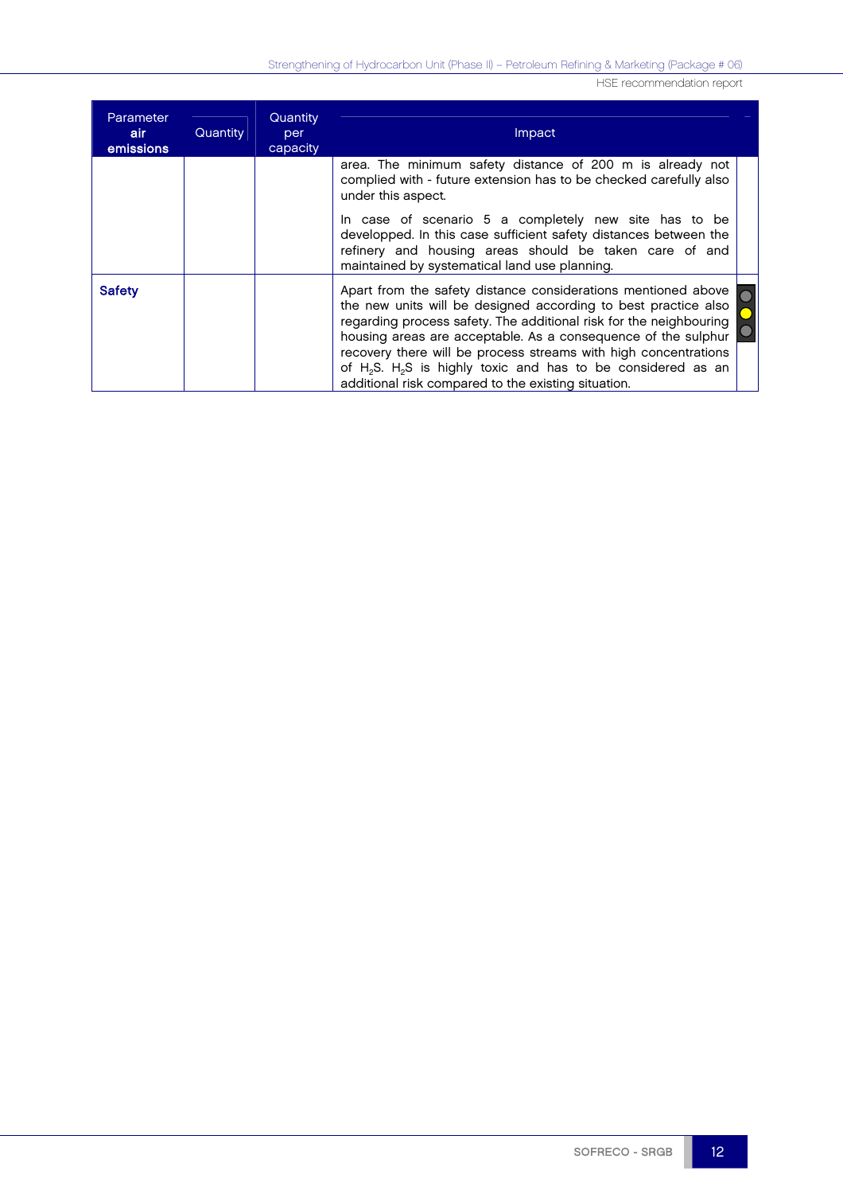| Parameter air emissions | Quantity | Quantity per capacity | Impact | |
|---|---|---|---|---|
| | | | area. The minimum safety distance of 200 m is already not complied with - future extension has to be checked carefully also under this aspect.<br><br>In case of scenario 5 a completely new site has to be developped. In this case sufficient safety distances between the refinery and housing areas should be taken care of and maintained by systematical land use planning. | |
| **Safety** | | | Apart from the safety distance considerations mentioned above the new units will be designed according to best practice also regarding process safety. The additional risk for the neighbouring housing areas are acceptable. As a consequence of the sulphur recovery there will be process streams with high concentrations of $H_2S$. $H_2S$ is highly toxic and has to be considered as an additional risk compared to the existing situation. | |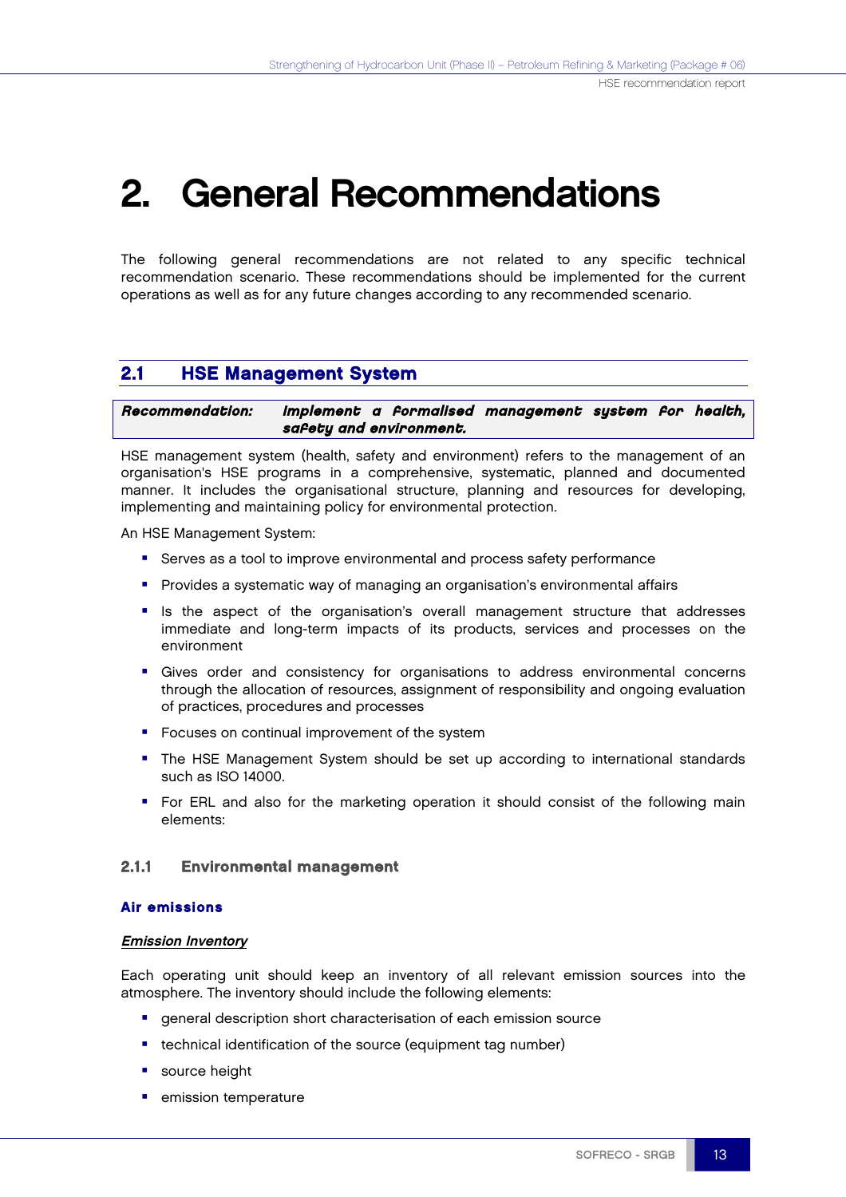# 2. General Recommendations

The following general recommendations are not related to any specific technical recommendation scenario. These recommendations should be implemented for the current operations as well as for any future changes according to any recommended scenario.

## 2.1 HSE Management System

| | |
|---|---|
| ***Recommendation:*** | ***Implement a formalised management system for health, safety and environment.*** |

HSE management system (health, safety and environment) refers to the management of an organisation's HSE programs in a comprehensive, systematic, planned and documented manner. It includes the organisational structure, planning and resources for developing, implementing and maintaining policy for environmental protection.

An HSE Management System:

- Serves as a tool to improve environmental and process safety performance
- Provides a systematic way of managing an organisation's environmental affairs
- Is the aspect of the organisation's overall management structure that addresses immediate and long-term impacts of its products, services and processes on the environment
- Gives order and consistency for organisations to address environmental concerns through the allocation of resources, assignment of responsibility and ongoing evaluation of practices, procedures and processes
- Focuses on continual improvement of the system
- The HSE Management System should be set up according to international standards such as ISO 14000.
- For ERL and also for the marketing operation it should consist of the following main elements:

### 2.1.1 Environmental management

#### Air emissions

***Emission Inventory***

Each operating unit should keep an inventory of all relevant emission sources into the atmosphere. The inventory should include the following elements:

- general description short characterisation of each emission source
- technical identification of the source (equipment tag number)
- source height
- emission temperature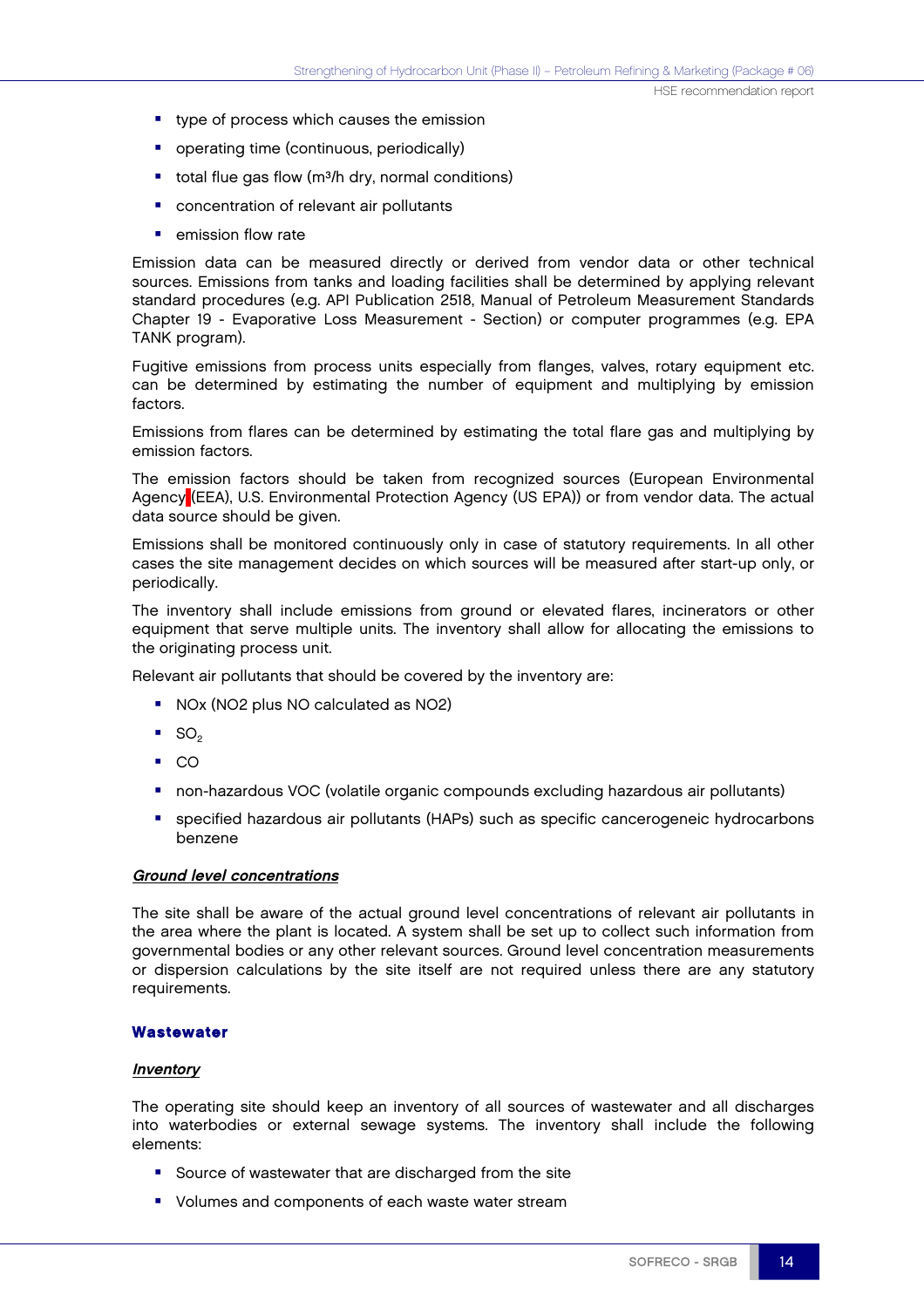- type of process which causes the emission
- operating time (continuous, periodically)
- total flue gas flow (m³/h dry, normal conditions)
- concentration of relevant air pollutants
- emission flow rate

Emission data can be measured directly or derived from vendor data or other technical sources. Emissions from tanks and loading facilities shall be determined by applying relevant standard procedures (e.g. API Publication 2518, Manual of Petroleum Measurement Standards Chapter 19 - Evaporative Loss Measurement - Section) or computer programmes (e.g. EPA TANK program).

Fugitive emissions from process units especially from flanges, valves, rotary equipment etc. can be determined by estimating the number of equipment and multiplying by emission factors.

Emissions from flares can be determined by estimating the total flare gas and multiplying by emission factors.

The emission factors should be taken from recognized sources (European Environmental Agency (EEA), U.S. Environmental Protection Agency (US EPA)) or from vendor data. The actual data source should be given.

Emissions shall be monitored continuously only in case of statutory requirements. In all other cases the site management decides on which sources will be measured after start-up only, or periodically.

The inventory shall include emissions from ground or elevated flares, incinerators or other equipment that serve multiple units. The inventory shall allow for allocating the emissions to the originating process unit.

Relevant air pollutants that should be covered by the inventory are:

- NOx (NO2 plus NO calculated as NO2)
- $SO_2$
- CO
- non-hazardous VOC (volatile organic compounds excluding hazardous air pollutants)
- specified hazardous air pollutants (HAPs) such as specific cancerogeneic hydrocarbons benzene

***Ground level concentrations***

The site shall be aware of the actual ground level concentrations of relevant air pollutants in the area where the plant is located. A system shall be set up to collect such information from governmental bodies or any other relevant sources. Ground level concentration measurements or dispersion calculations by the site itself are not required unless there are any statutory requirements.

## Wastewater

***Inventory***

The operating site should keep an inventory of all sources of wastewater and all discharges into waterbodies or external sewage systems. The inventory shall include the following elements:

- Source of wastewater that are discharged from the site
- Volumes and components of each waste water stream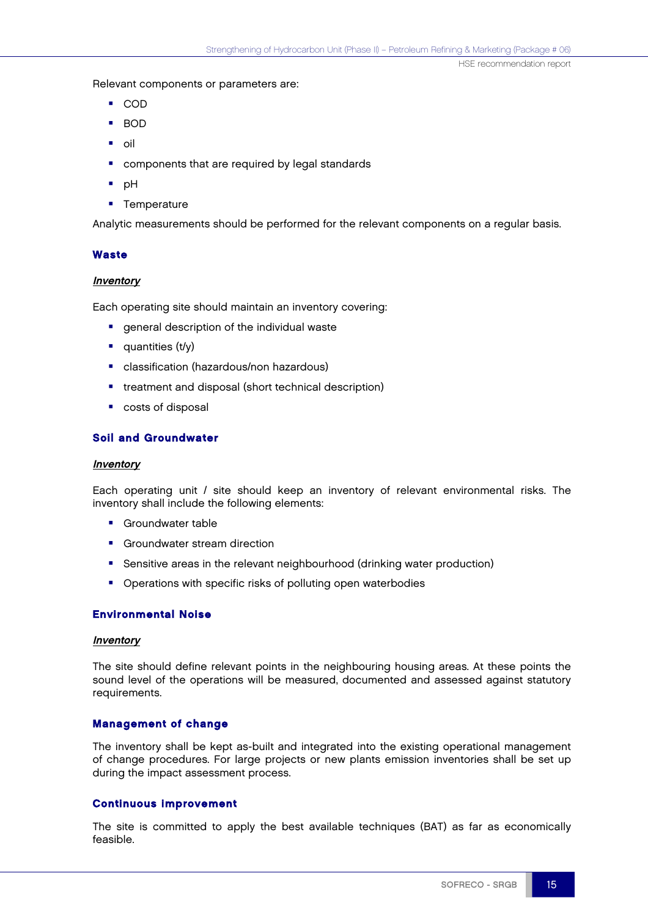Relevant components or parameters are:

- COD
- BOD
- oil
- components that are required by legal standards
- pH
- Temperature

Analytic measurements should be performed for the relevant components on a regular basis.

### Waste

***Inventory***

Each operating site should maintain an inventory covering:

- general description of the individual waste
- quantities (t/y)
- classification (hazardous/non hazardous)
- treatment and disposal (short technical description)
- costs of disposal

### Soil and Groundwater

***Inventory***

Each operating unit / site should keep an inventory of relevant environmental risks. The inventory shall include the following elements:

- Groundwater table
- Groundwater stream direction
- Sensitive areas in the relevant neighbourhood (drinking water production)
- Operations with specific risks of polluting open waterbodies

### Environmental Noise

***Inventory***

The site should define relevant points in the neighbouring housing areas. At these points the sound level of the operations will be measured, documented and assessed against statutory requirements.

### Management of change

The inventory shall be kept as-built and integrated into the existing operational management of change procedures. For large projects or new plants emission inventories shall be set up during the impact assessment process.

### Continuous Improvement

The site is committed to apply the best available techniques (BAT) as far as economically feasible.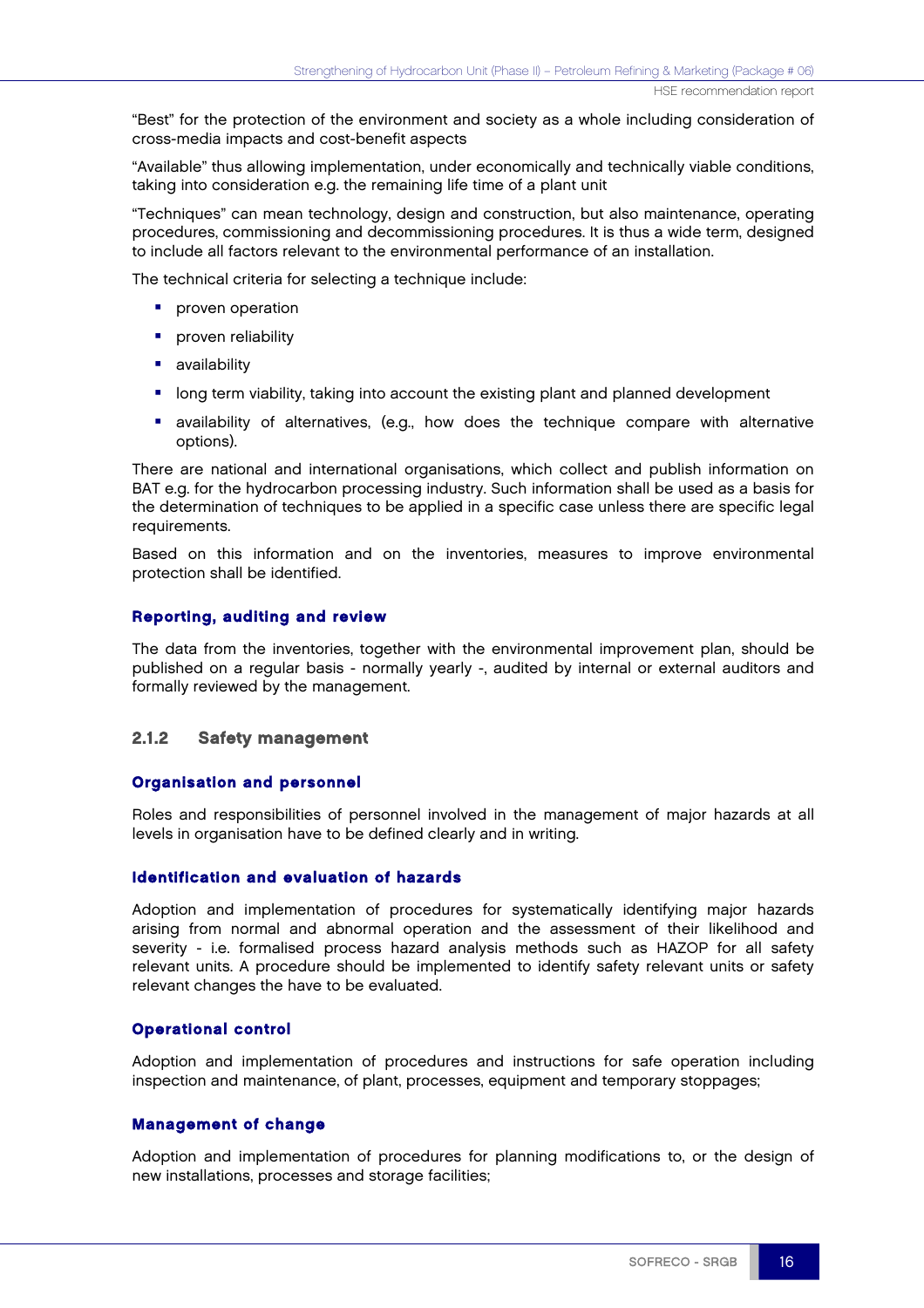"Best" for the protection of the environment and society as a whole including consideration of cross-media impacts and cost-benefit aspects

"Available" thus allowing implementation, under economically and technically viable conditions, taking into consideration e.g. the remaining life time of a plant unit

"Techniques" can mean technology, design and construction, but also maintenance, operating procedures, commissioning and decommissioning procedures. It is thus a wide term, designed to include all factors relevant to the environmental performance of an installation.

The technical criteria for selecting a technique include:

- proven operation
- proven reliability
- availability
- long term viability, taking into account the existing plant and planned development
- availability of alternatives, (e.g., how does the technique compare with alternative options).

There are national and international organisations, which collect and publish information on BAT e.g. for the hydrocarbon processing industry. Such information shall be used as a basis for the determination of techniques to be applied in a specific case unless there are specific legal requirements.

Based on this information and on the inventories, measures to improve environmental protection shall be identified.

#### Reporting, auditing and review

The data from the inventories, together with the environmental improvement plan, should be published on a regular basis - normally yearly -, audited by internal or external auditors and formally reviewed by the management.

### 2.1.2 Safety management

#### Organisation and personnel

Roles and responsibilities of personnel involved in the management of major hazards at all levels in organisation have to be defined clearly and in writing.

#### Identification and evaluation of hazards

Adoption and implementation of procedures for systematically identifying major hazards arising from normal and abnormal operation and the assessment of their likelihood and severity - i.e. formalised process hazard analysis methods such as HAZOP for all safety relevant units. A procedure should be implemented to identify safety relevant units or safety relevant changes the have to be evaluated.

#### Operational control

Adoption and implementation of procedures and instructions for safe operation including inspection and maintenance, of plant, processes, equipment and temporary stoppages;

#### Management of change

Adoption and implementation of procedures for planning modifications to, or the design of new installations, processes and storage facilities;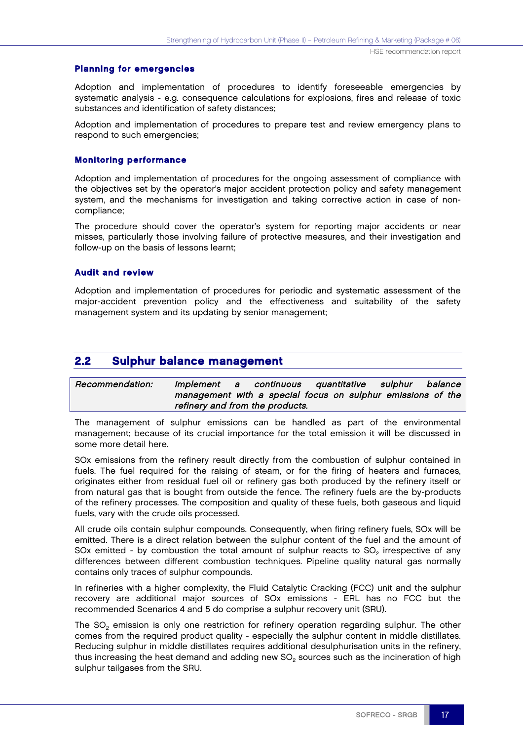### Planning for emergencies

Adoption and implementation of procedures to identify foreseeable emergencies by systematic analysis - e.g. consequence calculations for explosions, fires and release of toxic substances and identification of safety distances;

Adoption and implementation of procedures to prepare test and review emergency plans to respond to such emergencies;

### Monitoring performance

Adoption and implementation of procedures for the ongoing assessment of compliance with the objectives set by the operator's major accident protection policy and safety management system, and the mechanisms for investigation and taking corrective action in case of non-compliance;

The procedure should cover the operator's system for reporting major accidents or near misses, particularly those involving failure of protective measures, and their investigation and follow-up on the basis of lessons learnt;

### Audit and review

Adoption and implementation of procedures for periodic and systematic assessment of the major-accident prevention policy and the effectiveness and suitability of the safety management system and its updating by senior management;

## 2.2 Sulphur balance management

| | |
|---|---|
| *Recommendation:* | ***Implement a continuous quantitative sulphur balance management with a special focus on sulphur emissions of the refinery and from the products.*** |

The management of sulphur emissions can be handled as part of the environmental management; because of its crucial importance for the total emission it will be discussed in some more detail here.

SOx emissions from the refinery result directly from the combustion of sulphur contained in fuels. The fuel required for the raising of steam, or for the firing of heaters and furnaces, originates either from residual fuel oil or refinery gas both produced by the refinery itself or from natural gas that is bought from outside the fence. The refinery fuels are the by-products of the refinery processes. The composition and quality of these fuels, both gaseous and liquid fuels, vary with the crude oils processed.

All crude oils contain sulphur compounds. Consequently, when firing refinery fuels, SOx will be emitted. There is a direct relation between the sulphur content of the fuel and the amount of SOx emitted - by combustion the total amount of sulphur reacts to $SO_2$ irrespective of any differences between different combustion techniques. Pipeline quality natural gas normally contains only traces of sulphur compounds.

In refineries with a higher complexity, the Fluid Catalytic Cracking (FCC) unit and the sulphur recovery are additional major sources of SOx emissions - ERL has no FCC but the recommended Scenarios 4 and 5 do comprise a sulphur recovery unit (SRU).

The $SO_2$ emission is only one restriction for refinery operation regarding sulphur. The other comes from the required product quality - especially the sulphur content in middle distillates. Reducing sulphur in middle distillates requires additional desulphurisation units in the refinery, thus increasing the heat demand and adding new $SO_2$ sources such as the incineration of high sulphur tailgases from the SRU.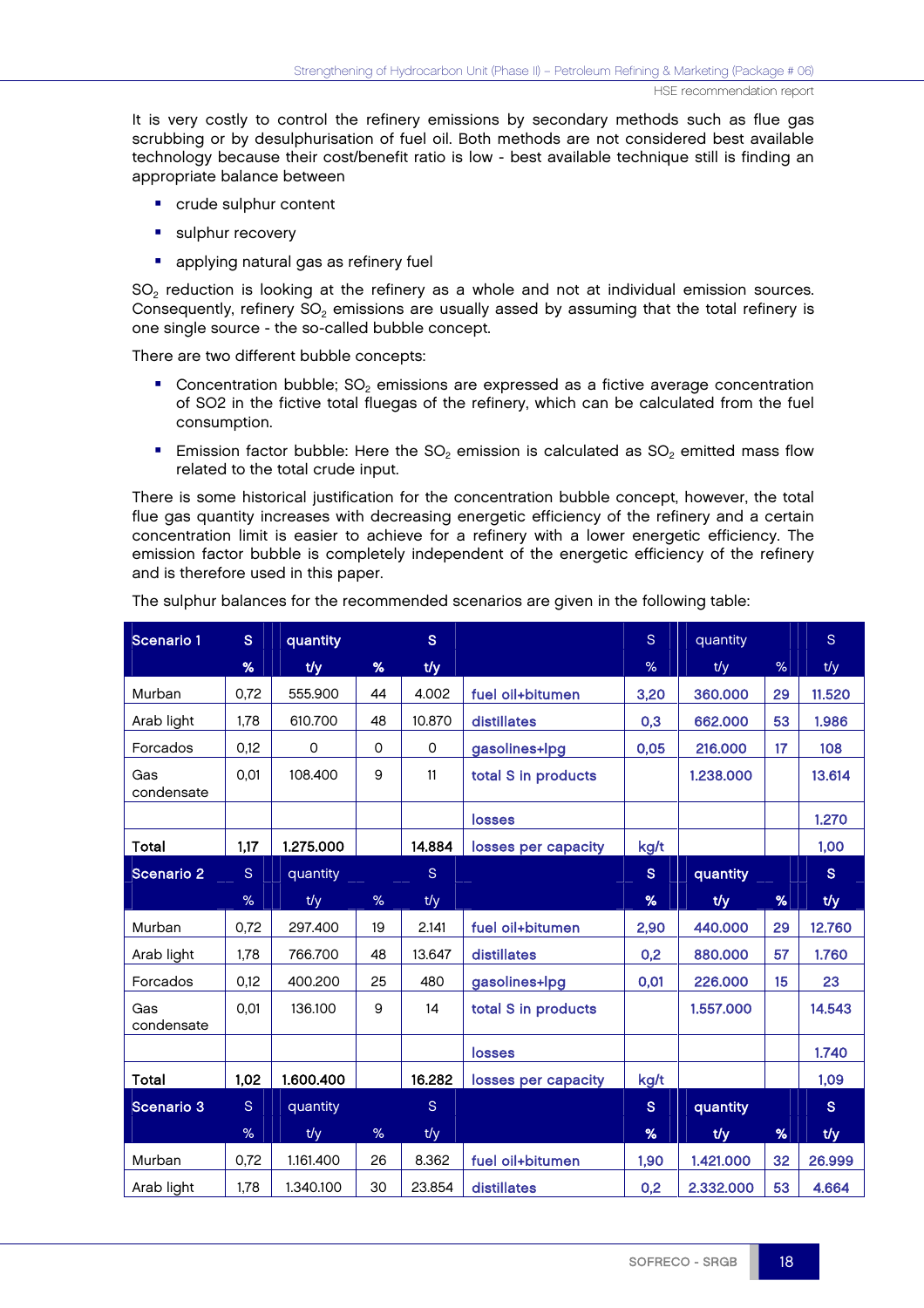It is very costly to control the refinery emissions by secondary methods such as flue gas scrubbing or by desulphurisation of fuel oil. Both methods are not considered best available technology because their cost/benefit ratio is low - best available technique still is finding an appropriate balance between

- crude sulphur content
- sulphur recovery
- applying natural gas as refinery fuel

$SO_2$ reduction is looking at the refinery as a whole and not at individual emission sources. Consequently, refinery $SO_2$ emissions are usually assed by assuming that the total refinery is one single source - the so-called bubble concept.

There are two different bubble concepts:

- Concentration bubble; $SO_2$ emissions are expressed as a fictive average concentration of SO2 in the fictive total fluegas of the refinery, which can be calculated from the fuel consumption.
- Emission factor bubble: Here the $SO_2$ emission is calculated as $SO_2$ emitted mass flow related to the total crude input.

There is some historical justification for the concentration bubble concept, however, the total flue gas quantity increases with decreasing energetic efficiency of the refinery and a certain concentration limit is easier to achieve for a refinery with a lower energetic efficiency. The emission factor bubble is completely independent of the energetic efficiency of the refinery and is therefore used in this paper.

The sulphur balances for the recommended scenarios are given in the following table:

| Scenario 1 | S | quantity | | S | | S | quantity | | S |
|---|---|---|---|---|---|---|---|---|---|
| | % | t/y | % | t/y | | % | t/y | % | t/y |
| Murban | 0,72 | 555.900 | 44 | 4.002 | fuel oil+bitumen | 3,20 | 360.000 | 29 | 11.520 |
| Arab light | 1,78 | 610.700 | 48 | 10.870 | distillates | 0,3 | 662.000 | 53 | 1.986 |
| Forcados | 0,12 | 0 | 0 | 0 | gasolines+lpg | 0,05 | 216.000 | 17 | 108 |
| Gas condensate | 0,01 | 108.400 | 9 | 11 | total S in products | | 1.238.000 | | 13.614 |
| | | | | | losses | | | | 1.270 |
| Total | 1,17 | 1.275.000 | | 14.884 | losses per capacity | kg/t | | | 1,00 |
| **Scenario 2** | S | quantity | | S | | S | quantity | | S |
| | % | t/y | % | t/y | | % | t/y | % | t/y |
| Murban | 0,72 | 297.400 | 19 | 2.141 | fuel oil+bitumen | 2,90 | 440.000 | 29 | 12.760 |
| Arab light | 1,78 | 766.700 | 48 | 13.647 | distillates | 0,2 | 880.000 | 57 | 1.760 |
| Forcados | 0,12 | 400.200 | 25 | 480 | gasolines+lpg | 0,01 | 226.000 | 15 | 23 |
| Gas condensate | 0,01 | 136.100 | 9 | 14 | total S in products | | 1.557.000 | | 14.543 |
| | | | | | losses | | | | 1.740 |
| Total | 1,02 | 1.600.400 | | 16.282 | losses per capacity | kg/t | | | 1,09 |
| **Scenario 3** | S | quantity | | S | | S | quantity | | S |
| | % | t/y | % | t/y | | % | t/y | % | t/y |
| Murban | 0,72 | 1.161.400 | 26 | 8.362 | fuel oil+bitumen | 1,90 | 1.421.000 | 32 | 26.999 |
| Arab light | 1,78 | 1.340.100 | 30 | 23.854 | distillates | 0,2 | 2.332.000 | 53 | 4.664 |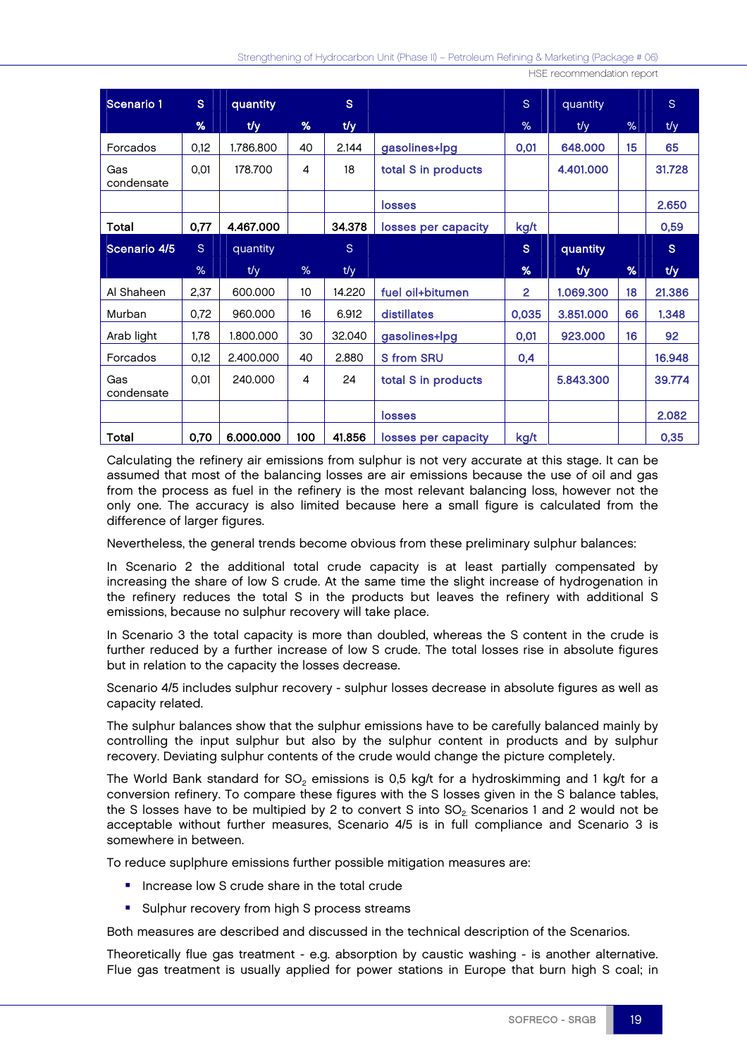| Scenario 1 | S | quantity | | S | | S | quantity | | S |
|---|---|---|---|---|---|---|---|---|---|
| | % | t/y | % | t/y | | % | t/y | % | t/y |
| Forcados | 0,12 | 1.786.800 | 40 | 2.144 | gasolines+lpg | 0,01 | 648.000 | 15 | 65 |
| Gas condensate | 0,01 | 178.700 | 4 | 18 | total S in products | | 4.401.000 | | 31.728 |
| | | | | | losses | | | | 2.650 |
| Total | 0,77 | 4.467.000 | | 34.378 | losses per capacity | kg/t | | | 0,59 |
| **Scenario 4/5** | **S** | **quantity** | | **S** | | **S** | **quantity** | | **S** |
| | % | t/y | % | t/y | | % | t/y | % | t/y |
| Al Shaheen | 2,37 | 600.000 | 10 | 14.220 | fuel oil+bitumen | 2 | 1.069.300 | 18 | 21.386 |
| Murban | 0,72 | 960.000 | 16 | 6.912 | distillates | 0,035 | 3.851.000 | 66 | 1.348 |
| Arab light | 1,78 | 1.800.000 | 30 | 32.040 | gasolines+lpg | 0,01 | 923.000 | 16 | 92 |
| Forcados | 0,12 | 2.400.000 | 40 | 2.880 | S from SRU | 0,4 | | | 16.948 |
| Gas condensate | 0,01 | 240.000 | 4 | 24 | total S in products | | 5.843.300 | | 39.774 |
| | | | | | losses | | | | 2.082 |
| Total | 0,70 | 6.000.000 | 100 | 41.856 | losses per capacity | kg/t | | | 0,35 |

Calculating the refinery air emissions from sulphur is not very accurate at this stage. It can be assumed that most of the balancing losses are air emissions because the use of oil and gas from the process as fuel in the refinery is the most relevant balancing loss, however not the only one. The accuracy is also limited because here a small figure is calculated from the difference of larger figures.

Nevertheless, the general trends become obvious from these preliminary sulphur balances:

In Scenario 2 the additional total crude capacity is at least partially compensated by increasing the share of low S crude. At the same time the slight increase of hydrogenation in the refinery reduces the total S in the products but leaves the refinery with additional S emissions, because no sulphur recovery will take place.

In Scenario 3 the total capacity is more than doubled, whereas the S content in the crude is further reduced by a further increase of low S crude. The total losses rise in absolute figures but in relation to the capacity the losses decrease.

Scenario 4/5 includes sulphur recovery - sulphur losses decrease in absolute figures as well as capacity related.

The sulphur balances show that the sulphur emissions have to be carefully balanced mainly by controlling the input sulphur but also by the sulphur content in products and by sulphur recovery. Deviating sulphur contents of the crude would change the picture completely.

The World Bank standard for $SO_2$ emissions is 0,5 kg/t for a hydroskimming and 1 kg/t for a conversion refinery. To compare these figures with the S losses given in the S balance tables, the S losses have to be multipied by 2 to convert S into $SO_2$. Scenarios 1 and 2 would not be acceptable without further measures, Scenario 4/5 is in full compliance and Scenario 3 is somewhere in between.

To reduce suplphure emissions further possible mitigation measures are:

- Increase low S crude share in the total crude
- Sulphur recovery from high S process streams

Both measures are described and discussed in the technical description of the Scenarios.

Theoretically flue gas treatment - e.g. absorption by caustic washing - is another alternative. Flue gas treatment is usually applied for power stations in Europe that burn high S coal; in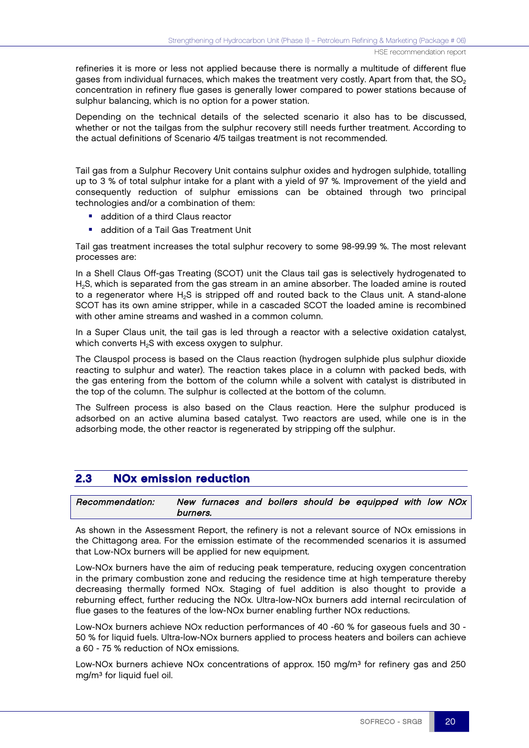refineries it is more or less not applied because there is normally a multitude of different flue gases from individual furnaces, which makes the treatment very costly. Apart from that, the $SO_2$ concentration in refinery flue gases is generally lower compared to power stations because of sulphur balancing, which is no option for a power station.

Depending on the technical details of the selected scenario it also has to be discussed, whether or not the tailgas from the sulphur recovery still needs further treatment. According to the actual definitions of Scenario 4/5 tailgas treatment is not recommended.

Tail gas from a Sulphur Recovery Unit contains sulphur oxides and hydrogen sulphide, totalling up to 3 % of total sulphur intake for a plant with a yield of 97 %. Improvement of the yield and consequently reduction of sulphur emissions can be obtained through two principal technologies and/or a combination of them:

- addition of a third Claus reactor
- addition of a Tail Gas Treatment Unit

Tail gas treatment increases the total sulphur recovery to some 98-99.99 %. The most relevant processes are:

In a Shell Claus Off-gas Treating (SCOT) unit the Claus tail gas is selectively hydrogenated to $H_2S$, which is separated from the gas stream in an amine absorber. The loaded amine is routed to a regenerator where $H_2S$ is stripped off and routed back to the Claus unit. A stand-alone SCOT has its own amine stripper, while in a cascaded SCOT the loaded amine is recombined with other amine streams and washed in a common column.

In a Super Claus unit, the tail gas is led through a reactor with a selective oxidation catalyst, which converts $H_2S$ with excess oxygen to sulphur.

The Clauspol process is based on the Claus reaction (hydrogen sulphide plus sulphur dioxide reacting to sulphur and water). The reaction takes place in a column with packed beds, with the gas entering from the bottom of the column while a solvent with catalyst is distributed in the top of the column. The sulphur is collected at the bottom of the column.

The Sulfreen process is also based on the Claus reaction. Here the sulphur produced is adsorbed on an active alumina based catalyst. Two reactors are used, while one is in the adsorbing mode, the other reactor is regenerated by stripping off the sulphur.

## 2.3 NOx emission reduction

*Recommendation:* ***New furnaces and boilers should be equipped with low NOx burners.***

As shown in the Assessment Report, the refinery is not a relevant source of NOx emissions in the Chittagong area. For the emission estimate of the recommended scenarios it is assumed that Low-NOx burners will be applied for new equipment.

Low-NOx burners have the aim of reducing peak temperature, reducing oxygen concentration in the primary combustion zone and reducing the residence time at high temperature thereby decreasing thermally formed NOx. Staging of fuel addition is also thought to provide a reburning effect, further reducing the NOx. Ultra-low-NOx burners add internal recirculation of flue gases to the features of the low-NOx burner enabling further NOx reductions.

Low-NOx burners achieve NOx reduction performances of 40 -60 % for gaseous fuels and 30 - 50 % for liquid fuels. Ultra-low-NOx burners applied to process heaters and boilers can achieve a 60 - 75 % reduction of NOx emissions.

Low-NOx burners achieve NOx concentrations of approx. 150 mg/m³ for refinery gas and 250 mg/m³ for liquid fuel oil.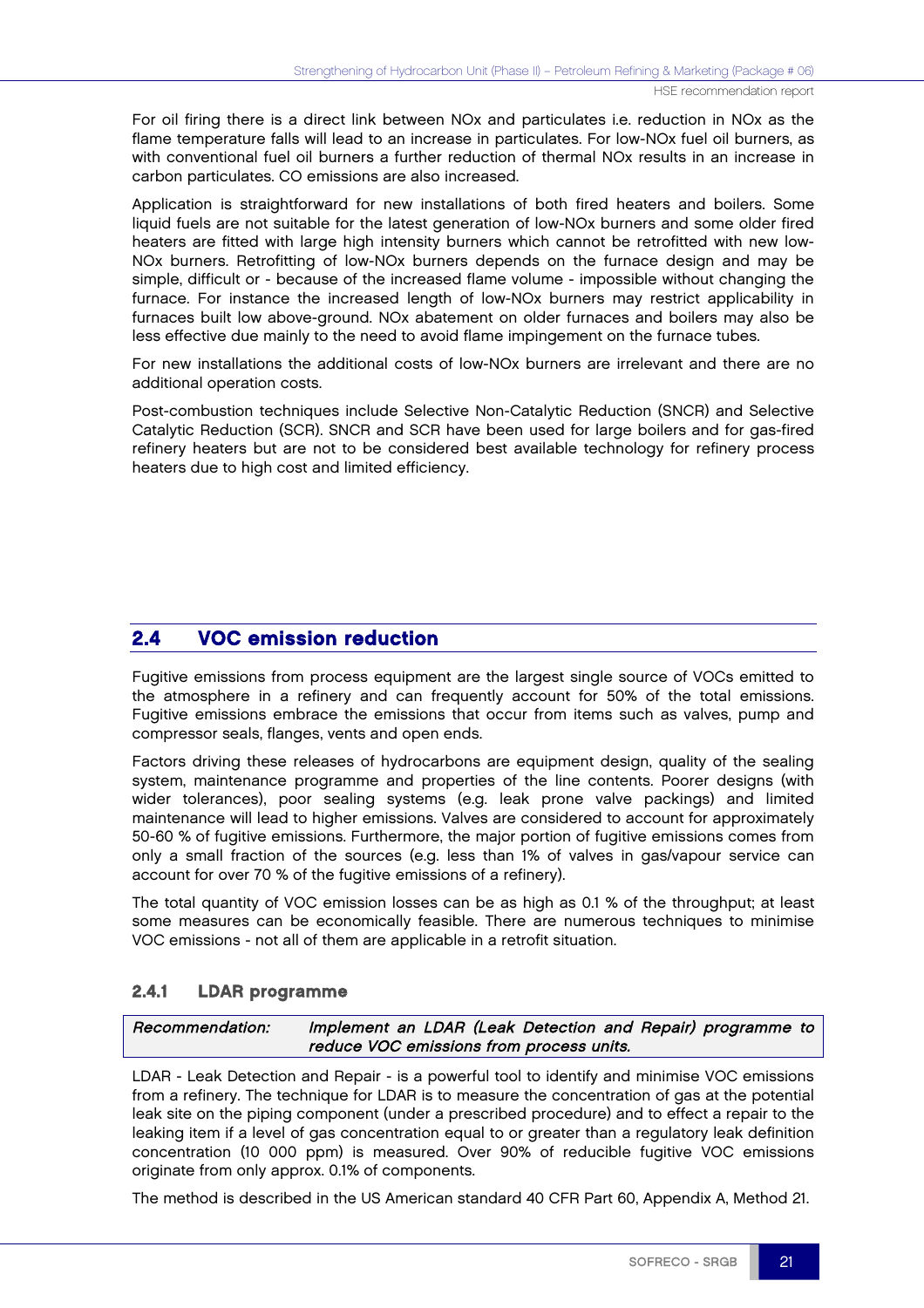For oil firing there is a direct link between NOx and particulates i.e. reduction in NOx as the flame temperature falls will lead to an increase in particulates. For low-NOx fuel oil burners, as with conventional fuel oil burners a further reduction of thermal NOx results in an increase in carbon particulates. CO emissions are also increased.

Application is straightforward for new installations of both fired heaters and boilers. Some liquid fuels are not suitable for the latest generation of low-NOx burners and some older fired heaters are fitted with large high intensity burners which cannot be retrofitted with new low-NOx burners. Retrofitting of low-NOx burners depends on the furnace design and may be simple, difficult or - because of the increased flame volume - impossible without changing the furnace. For instance the increased length of low-NOx burners may restrict applicability in furnaces built low above-ground. NOx abatement on older furnaces and boilers may also be less effective due mainly to the need to avoid flame impingement on the furnace tubes.

For new installations the additional costs of low-NOx burners are irrelevant and there are no additional operation costs.

Post-combustion techniques include Selective Non-Catalytic Reduction (SNCR) and Selective Catalytic Reduction (SCR). SNCR and SCR have been used for large boilers and for gas-fired refinery heaters but are not to be considered best available technology for refinery process heaters due to high cost and limited efficiency.

## 2.4 VOC emission reduction

Fugitive emissions from process equipment are the largest single source of VOCs emitted to the atmosphere in a refinery and can frequently account for 50% of the total emissions. Fugitive emissions embrace the emissions that occur from items such as valves, pump and compressor seals, flanges, vents and open ends.

Factors driving these releases of hydrocarbons are equipment design, quality of the sealing system, maintenance programme and properties of the line contents. Poorer designs (with wider tolerances), poor sealing systems (e.g. leak prone valve packings) and limited maintenance will lead to higher emissions. Valves are considered to account for approximately 50-60 % of fugitive emissions. Furthermore, the major portion of fugitive emissions comes from only a small fraction of the sources (e.g. less than 1% of valves in gas/vapour service can account for over 70 % of the fugitive emissions of a refinery).

The total quantity of VOC emission losses can be as high as 0.1 % of the throughput; at least some measures can be economically feasible. There are numerous techniques to minimise VOC emissions - not all of them are applicable in a retrofit situation.

### 2.4.1 LDAR programme

| | |
|---|---|
| *Recommendation:* | ***Implement an LDAR (Leak Detection and Repair) programme to reduce VOC emissions from process units.*** |

LDAR - Leak Detection and Repair - is a powerful tool to identify and minimise VOC emissions from a refinery. The technique for LDAR is to measure the concentration of gas at the potential leak site on the piping component (under a prescribed procedure) and to effect a repair to the leaking item if a level of gas concentration equal to or greater than a regulatory leak definition concentration (10 000 ppm) is measured. Over 90% of reducible fugitive VOC emissions originate from only approx. 0.1% of components.

The method is described in the US American standard 40 CFR Part 60, Appendix A, Method 21.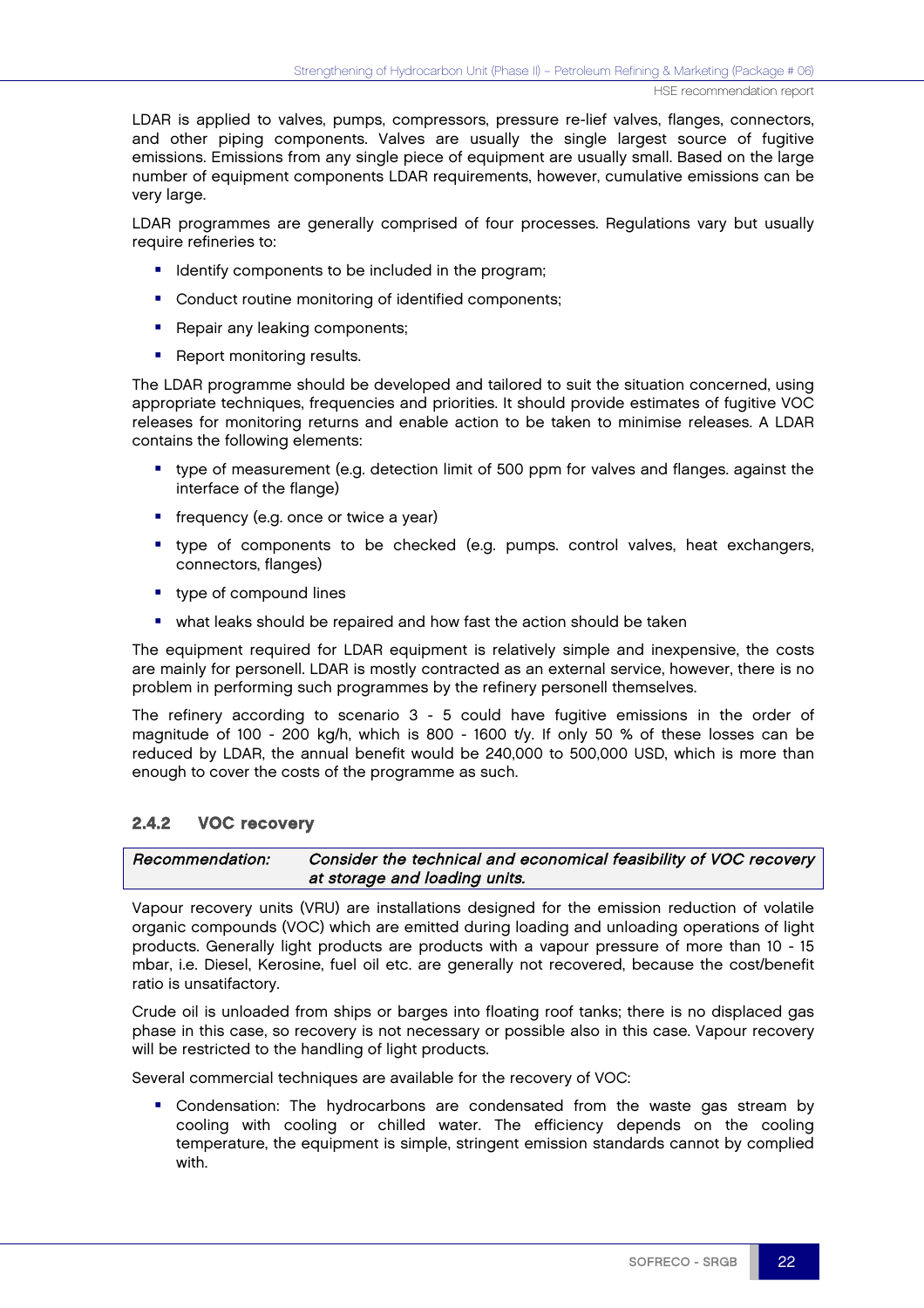LDAR is applied to valves, pumps, compressors, pressure re-lief valves, flanges, connectors, and other piping components. Valves are usually the single largest source of fugitive emissions. Emissions from any single piece of equipment are usually small. Based on the large number of equipment components LDAR requirements, however, cumulative emissions can be very large.

LDAR programmes are generally comprised of four processes. Regulations vary but usually require refineries to:

- Identify components to be included in the program;
- Conduct routine monitoring of identified components;
- Repair any leaking components;
- Report monitoring results.

The LDAR programme should be developed and tailored to suit the situation concerned, using appropriate techniques, frequencies and priorities. It should provide estimates of fugitive VOC releases for monitoring returns and enable action to be taken to minimise releases. A LDAR contains the following elements:

- type of measurement (e.g. detection limit of 500 ppm for valves and flanges. against the interface of the flange)
- frequency (e.g. once or twice a year)
- type of components to be checked (e.g. pumps. control valves, heat exchangers, connectors, flanges)
- type of compound lines
- what leaks should be repaired and how fast the action should be taken

The equipment required for LDAR equipment is relatively simple and inexpensive, the costs are mainly for personell. LDAR is mostly contracted as an external service, however, there is no problem in performing such programmes by the refinery personell themselves.

The refinery according to scenario 3 - 5 could have fugitive emissions in the order of magnitude of 100 - 200 kg/h, which is 800 - 1600 t/y. If only 50 % of these losses can be reduced by LDAR, the annual benefit would be 240,000 to 500,000 USD, which is more than enough to cover the costs of the programme as such.

### 2.4.2 VOC recovery

| | |
|---|---|
| ***Recommendation:*** | ***Consider the technical and economical feasibility of VOC recovery at storage and loading units.*** |

Vapour recovery units (VRU) are installations designed for the emission reduction of volatile organic compounds (VOC) which are emitted during loading and unloading operations of light products. Generally light products are products with a vapour pressure of more than 10 - 15 mbar, i.e. Diesel, Kerosine, fuel oil etc. are generally not recovered, because the cost/benefit ratio is unsatifactory.

Crude oil is unloaded from ships or barges into floating roof tanks; there is no displaced gas phase in this case, so recovery is not necessary or possible also in this case. Vapour recovery will be restricted to the handling of light products.

Several commercial techniques are available for the recovery of VOC:

- Condensation: The hydrocarbons are condensated from the waste gas stream by cooling with cooling or chilled water. The efficiency depends on the cooling temperature, the equipment is simple, stringent emission standards cannot by complied with.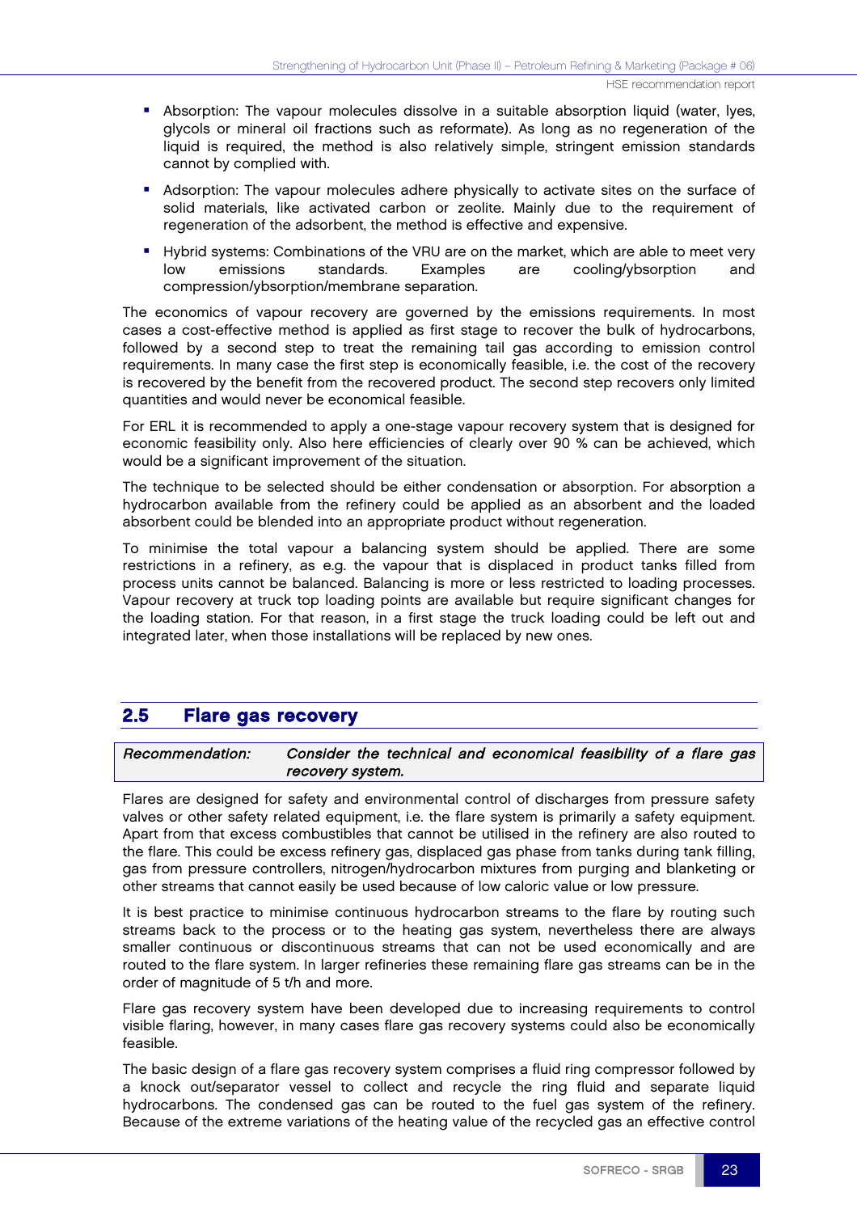- Absorption: The vapour molecules dissolve in a suitable absorption liquid (water, lyes, glycols or mineral oil fractions such as reformate). As long as no regeneration of the liquid is required, the method is also relatively simple, stringent emission standards cannot by complied with.
- Adsorption: The vapour molecules adhere physically to activate sites on the surface of solid materials, like activated carbon or zeolite. Mainly due to the requirement of regeneration of the adsorbent, the method is effective and expensive.
- Hybrid systems: Combinations of the VRU are on the market, which are able to meet very low emissions standards. Examples are cooling/ybsorption and compression/ybsorption/membrane separation.

The economics of vapour recovery are governed by the emissions requirements. In most cases a cost-effective method is applied as first stage to recover the bulk of hydrocarbons, followed by a second step to treat the remaining tail gas according to emission control requirements. In many case the first step is economically feasible, i.e. the cost of the recovery is recovered by the benefit from the recovered product. The second step recovers only limited quantities and would never be economical feasible.

For ERL it is recommended to apply a one-stage vapour recovery system that is designed for economic feasibility only. Also here efficiencies of clearly over 90 % can be achieved, which would be a significant improvement of the situation.

The technique to be selected should be either condensation or absorption. For absorption a hydrocarbon available from the refinery could be applied as an absorbent and the loaded absorbent could be blended into an appropriate product without regeneration.

To minimise the total vapour a balancing system should be applied. There are some restrictions in a refinery, as e.g. the vapour that is displaced in product tanks filled from process units cannot be balanced. Balancing is more or less restricted to loading processes. Vapour recovery at truck top loading points are available but require significant changes for the loading station. For that reason, in a first stage the truck loading could be left out and integrated later, when those installations will be replaced by new ones.

## 2.5 Flare gas recovery

| | |
|---|---|
| *Recommendation:* | ***Consider the technical and economical feasibility of a flare gas recovery system.*** |

Flares are designed for safety and environmental control of discharges from pressure safety valves or other safety related equipment, i.e. the flare system is primarily a safety equipment. Apart from that excess combustibles that cannot be utilised in the refinery are also routed to the flare. This could be excess refinery gas, displaced gas phase from tanks during tank filling, gas from pressure controllers, nitrogen/hydrocarbon mixtures from purging and blanketing or other streams that cannot easily be used because of low caloric value or low pressure.

It is best practice to minimise continuous hydrocarbon streams to the flare by routing such streams back to the process or to the heating gas system, nevertheless there are always smaller continuous or discontinuous streams that can not be used economically and are routed to the flare system. In larger refineries these remaining flare gas streams can be in the order of magnitude of 5 t/h and more.

Flare gas recovery system have been developed due to increasing requirements to control visible flaring, however, in many cases flare gas recovery systems could also be economically feasible.

The basic design of a flare gas recovery system comprises a fluid ring compressor followed by a knock out/separator vessel to collect and recycle the ring fluid and separate liquid hydrocarbons. The condensed gas can be routed to the fuel gas system of the refinery. Because of the extreme variations of the heating value of the recycled gas an effective control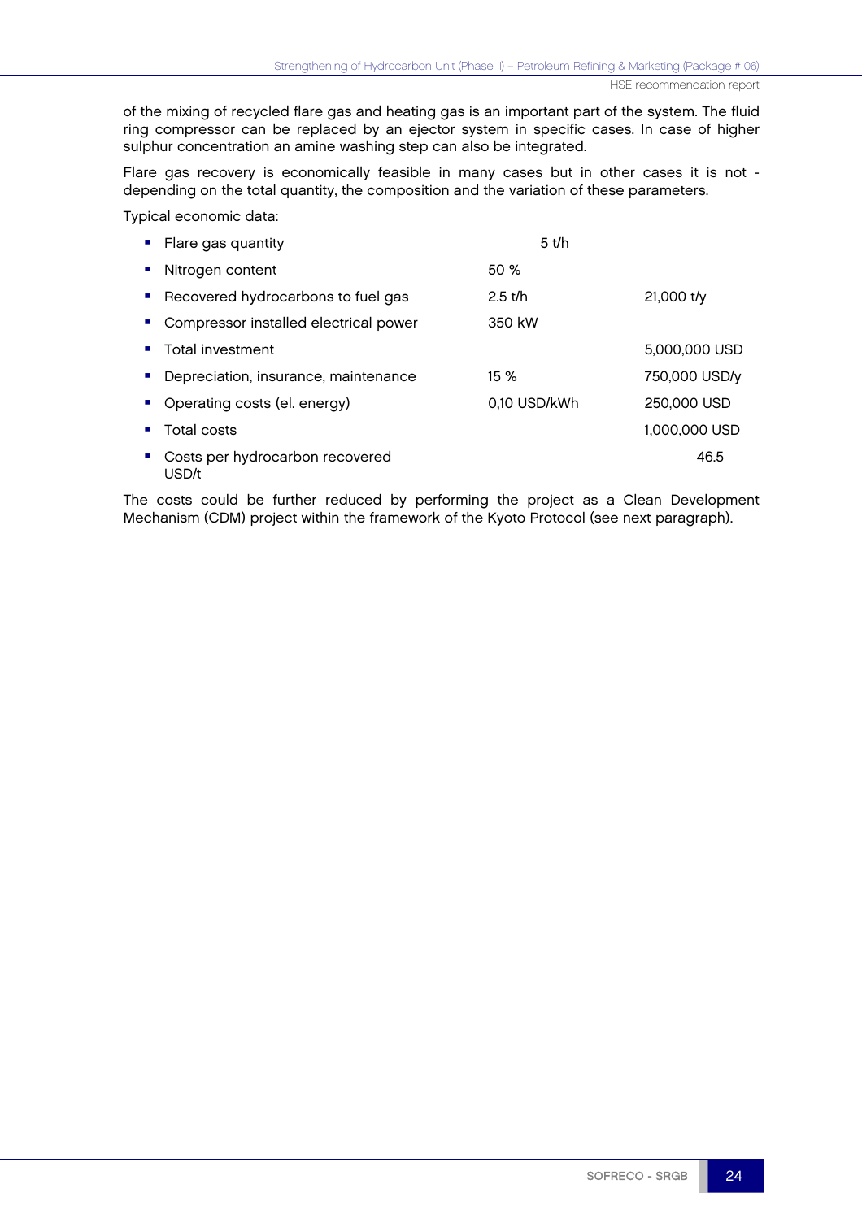of the mixing of recycled flare gas and heating gas is an important part of the system. The fluid ring compressor can be replaced by an ejector system in specific cases. In case of higher sulphur concentration an amine washing step can also be integrated.

Flare gas recovery is economically feasible in many cases but in other cases it is not - depending on the total quantity, the composition and the variation of these parameters.

Typical economic data:

- Flare gas quantity 5 t/h
- Nitrogen content 50 %
- Recovered hydrocarbons to fuel gas 2.5 t/h 21,000 t/y
- Compressor installed electrical power 350 kW
- Total investment 5,000,000 USD
- Depreciation, insurance, maintenance 15 % 750,000 USD/y
- Operating costs (el. energy) 0,10 USD/kWh 250,000 USD
- Total costs 1,000,000 USD
- Costs per hydrocarbon recovered 46.5 USD/t

The costs could be further reduced by performing the project as a Clean Development Mechanism (CDM) project within the framework of the Kyoto Protocol (see next paragraph).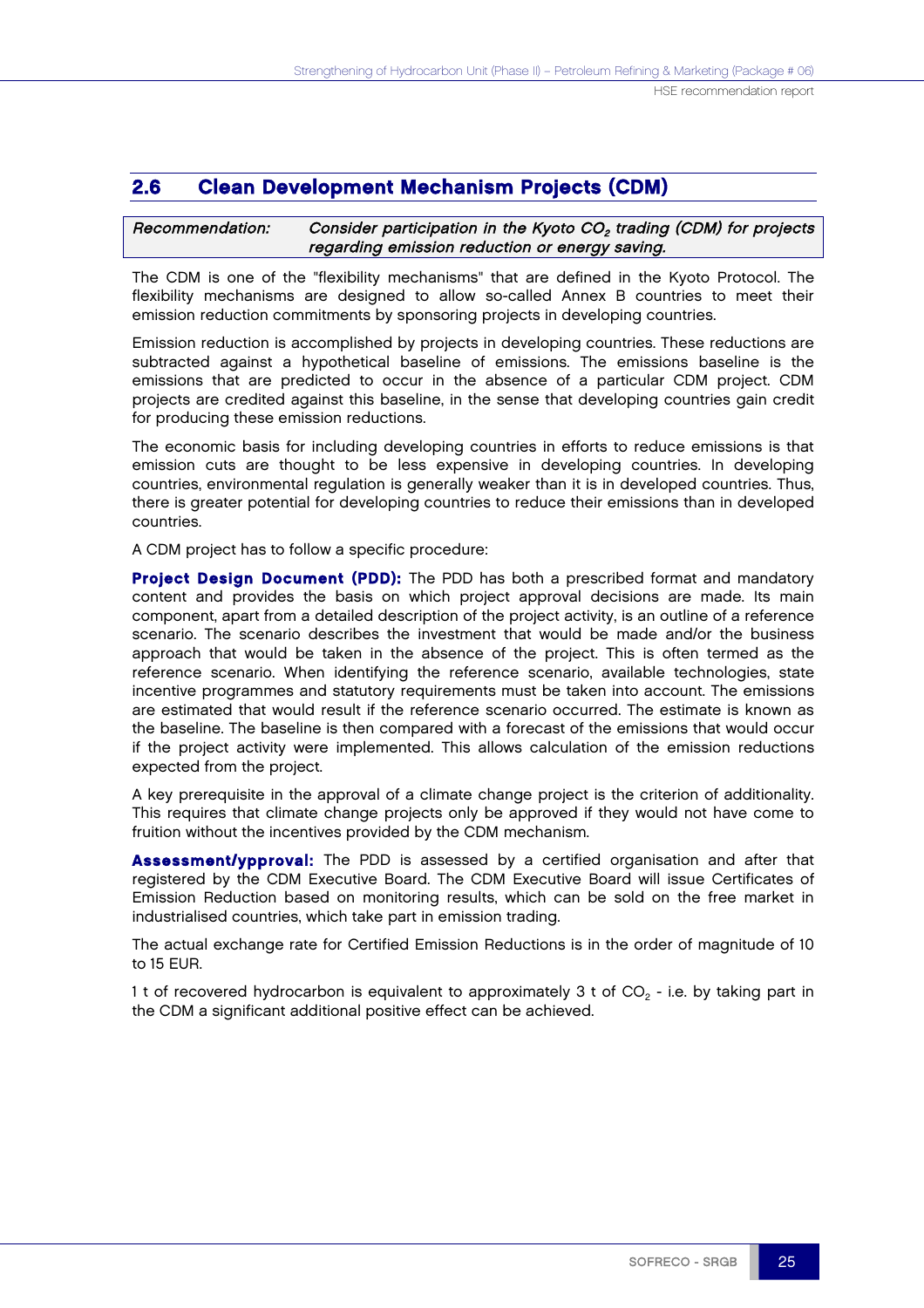## 2.6 Clean Development Mechanism Projects (CDM)

| | |
|---|---|
| *Recommendation:* | ***Consider participation in the Kyoto $CO_2$ trading (CDM) for projects regarding emission reduction or energy saving.*** |

The CDM is one of the "flexibility mechanisms" that are defined in the Kyoto Protocol. The flexibility mechanisms are designed to allow so-called Annex B countries to meet their emission reduction commitments by sponsoring projects in developing countries.

Emission reduction is accomplished by projects in developing countries. These reductions are subtracted against a hypothetical baseline of emissions. The emissions baseline is the emissions that are predicted to occur in the absence of a particular CDM project. CDM projects are credited against this baseline, in the sense that developing countries gain credit for producing these emission reductions.

The economic basis for including developing countries in efforts to reduce emissions is that emission cuts are thought to be less expensive in developing countries. In developing countries, environmental regulation is generally weaker than it is in developed countries. Thus, there is greater potential for developing countries to reduce their emissions than in developed countries.

A CDM project has to follow a specific procedure:

**Project Design Document (PDD):** The PDD has both a prescribed format and mandatory content and provides the basis on which project approval decisions are made. Its main component, apart from a detailed description of the project activity, is an outline of a reference scenario. The scenario describes the investment that would be made and/or the business approach that would be taken in the absence of the project. This is often termed as the reference scenario. When identifying the reference scenario, available technologies, state incentive programmes and statutory requirements must be taken into account. The emissions are estimated that would result if the reference scenario occurred. The estimate is known as the baseline. The baseline is then compared with a forecast of the emissions that would occur if the project activity were implemented. This allows calculation of the emission reductions expected from the project.

A key prerequisite in the approval of a climate change project is the criterion of additionality. This requires that climate change projects only be approved if they would not have come to fruition without the incentives provided by the CDM mechanism.

**Assessment/ypproval:** The PDD is assessed by a certified organisation and after that registered by the CDM Executive Board. The CDM Executive Board will issue Certificates of Emission Reduction based on monitoring results, which can be sold on the free market in industrialised countries, which take part in emission trading.

The actual exchange rate for Certified Emission Reductions is in the order of magnitude of 10 to 15 EUR.

1 t of recovered hydrocarbon is equivalent to approximately 3 t of $CO_2$ - i.e. by taking part in the CDM a significant additional positive effect can be achieved.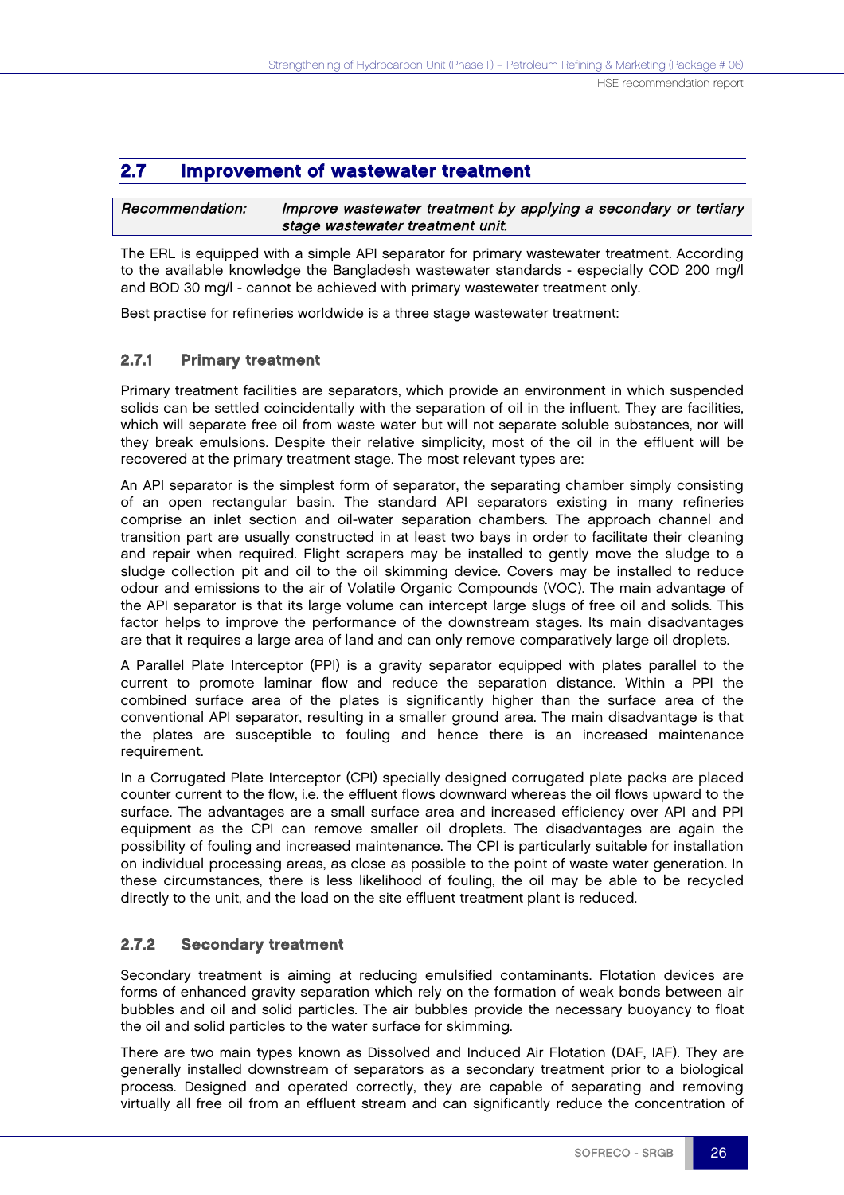## 2.7 Improvement of wastewater treatment

| | |
|---|---|
| ***Recommendation:*** | ***Improve wastewater treatment by applying a secondary or tertiary stage wastewater treatment unit.*** |

The ERL is equipped with a simple API separator for primary wastewater treatment. According to the available knowledge the Bangladesh wastewater standards - especially COD 200 mg/l and BOD 30 mg/l - cannot be achieved with primary wastewater treatment only.

Best practise for refineries worldwide is a three stage wastewater treatment:

### 2.7.1 Primary treatment

Primary treatment facilities are separators, which provide an environment in which suspended solids can be settled coincidentally with the separation of oil in the influent. They are facilities, which will separate free oil from waste water but will not separate soluble substances, nor will they break emulsions. Despite their relative simplicity, most of the oil in the effluent will be recovered at the primary treatment stage. The most relevant types are:

An API separator is the simplest form of separator, the separating chamber simply consisting of an open rectangular basin. The standard API separators existing in many refineries comprise an inlet section and oil-water separation chambers. The approach channel and transition part are usually constructed in at least two bays in order to facilitate their cleaning and repair when required. Flight scrapers may be installed to gently move the sludge to a sludge collection pit and oil to the oil skimming device. Covers may be installed to reduce odour and emissions to the air of Volatile Organic Compounds (VOC). The main advantage of the API separator is that its large volume can intercept large slugs of free oil and solids. This factor helps to improve the performance of the downstream stages. Its main disadvantages are that it requires a large area of land and can only remove comparatively large oil droplets.

A Parallel Plate Interceptor (PPI) is a gravity separator equipped with plates parallel to the current to promote laminar flow and reduce the separation distance. Within a PPI the combined surface area of the plates is significantly higher than the surface area of the conventional API separator, resulting in a smaller ground area. The main disadvantage is that the plates are susceptible to fouling and hence there is an increased maintenance requirement.

In a Corrugated Plate Interceptor (CPI) specially designed corrugated plate packs are placed counter current to the flow, i.e. the effluent flows downward whereas the oil flows upward to the surface. The advantages are a small surface area and increased efficiency over API and PPI equipment as the CPI can remove smaller oil droplets. The disadvantages are again the possibility of fouling and increased maintenance. The CPI is particularly suitable for installation on individual processing areas, as close as possible to the point of waste water generation. In these circumstances, there is less likelihood of fouling, the oil may be able to be recycled directly to the unit, and the load on the site effluent treatment plant is reduced.

### 2.7.2 Secondary treatment

Secondary treatment is aiming at reducing emulsified contaminants. Flotation devices are forms of enhanced gravity separation which rely on the formation of weak bonds between air bubbles and oil and solid particles. The air bubbles provide the necessary buoyancy to float the oil and solid particles to the water surface for skimming.

There are two main types known as Dissolved and Induced Air Flotation (DAF, IAF). They are generally installed downstream of separators as a secondary treatment prior to a biological process. Designed and operated correctly, they are capable of separating and removing virtually all free oil from an effluent stream and can significantly reduce the concentration of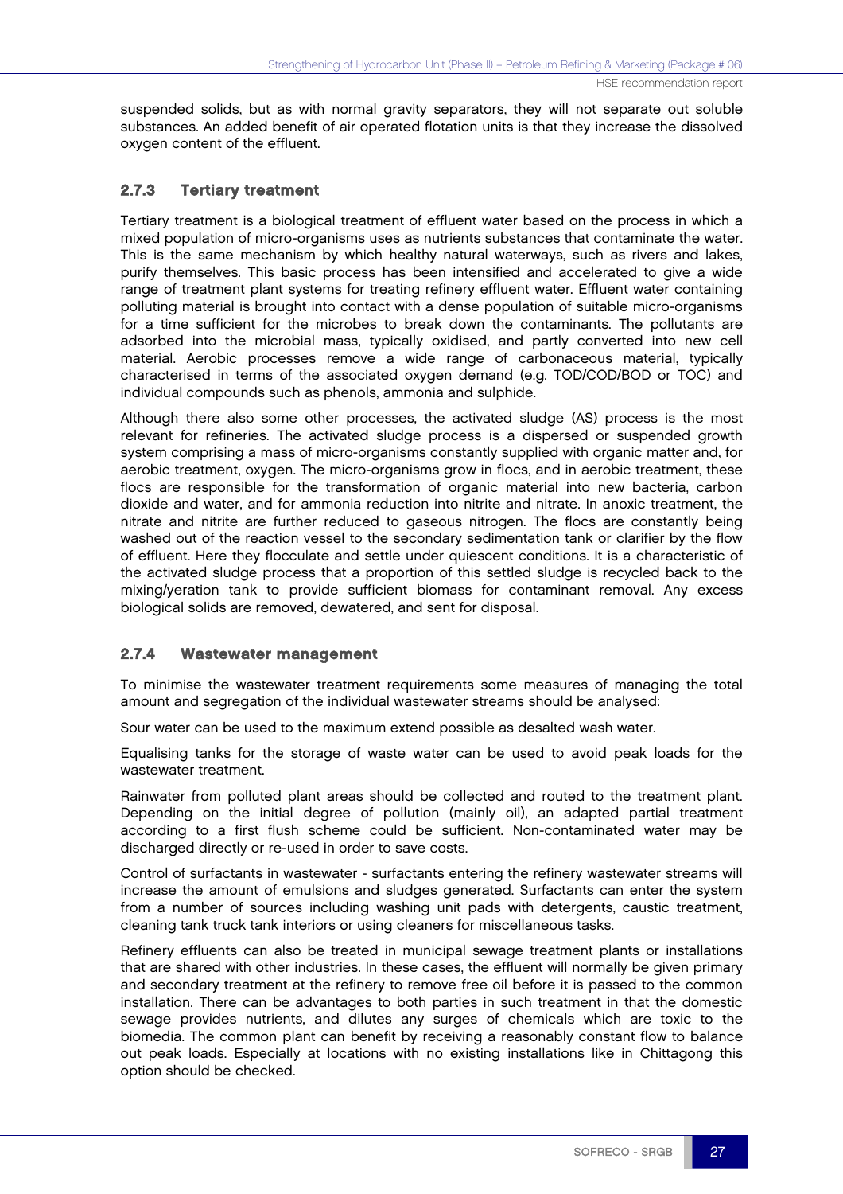suspended solids, but as with normal gravity separators, they will not separate out soluble substances. An added benefit of air operated flotation units is that they increase the dissolved oxygen content of the effluent.

### 2.7.3 Tertiary treatment

Tertiary treatment is a biological treatment of effluent water based on the process in which a mixed population of micro-organisms uses as nutrients substances that contaminate the water. This is the same mechanism by which healthy natural waterways, such as rivers and lakes, purify themselves. This basic process has been intensified and accelerated to give a wide range of treatment plant systems for treating refinery effluent water. Effluent water containing polluting material is brought into contact with a dense population of suitable micro-organisms for a time sufficient for the microbes to break down the contaminants. The pollutants are adsorbed into the microbial mass, typically oxidised, and partly converted into new cell material. Aerobic processes remove a wide range of carbonaceous material, typically characterised in terms of the associated oxygen demand (e.g. TOD/COD/BOD or TOC) and individual compounds such as phenols, ammonia and sulphide.

Although there also some other processes, the activated sludge (AS) process is the most relevant for refineries. The activated sludge process is a dispersed or suspended growth system comprising a mass of micro-organisms constantly supplied with organic matter and, for aerobic treatment, oxygen. The micro-organisms grow in flocs, and in aerobic treatment, these flocs are responsible for the transformation of organic material into new bacteria, carbon dioxide and water, and for ammonia reduction into nitrite and nitrate. In anoxic treatment, the nitrate and nitrite are further reduced to gaseous nitrogen. The flocs are constantly being washed out of the reaction vessel to the secondary sedimentation tank or clarifier by the flow of effluent. Here they flocculate and settle under quiescent conditions. It is a characteristic of the activated sludge process that a proportion of this settled sludge is recycled back to the mixing/yeration tank to provide sufficient biomass for contaminant removal. Any excess biological solids are removed, dewatered, and sent for disposal.

### 2.7.4 Wastewater management

To minimise the wastewater treatment requirements some measures of managing the total amount and segregation of the individual wastewater streams should be analysed:

Sour water can be used to the maximum extend possible as desalted wash water.

Equalising tanks for the storage of waste water can be used to avoid peak loads for the wastewater treatment.

Rainwater from polluted plant areas should be collected and routed to the treatment plant. Depending on the initial degree of pollution (mainly oil), an adapted partial treatment according to a first flush scheme could be sufficient. Non-contaminated water may be discharged directly or re-used in order to save costs.

Control of surfactants in wastewater - surfactants entering the refinery wastewater streams will increase the amount of emulsions and sludges generated. Surfactants can enter the system from a number of sources including washing unit pads with detergents, caustic treatment, cleaning tank truck tank interiors or using cleaners for miscellaneous tasks.

Refinery effluents can also be treated in municipal sewage treatment plants or installations that are shared with other industries. In these cases, the effluent will normally be given primary and secondary treatment at the refinery to remove free oil before it is passed to the common installation. There can be advantages to both parties in such treatment in that the domestic sewage provides nutrients, and dilutes any surges of chemicals which are toxic to the biomedia. The common plant can benefit by receiving a reasonably constant flow to balance out peak loads. Especially at locations with no existing installations like in Chittagong this option should be checked.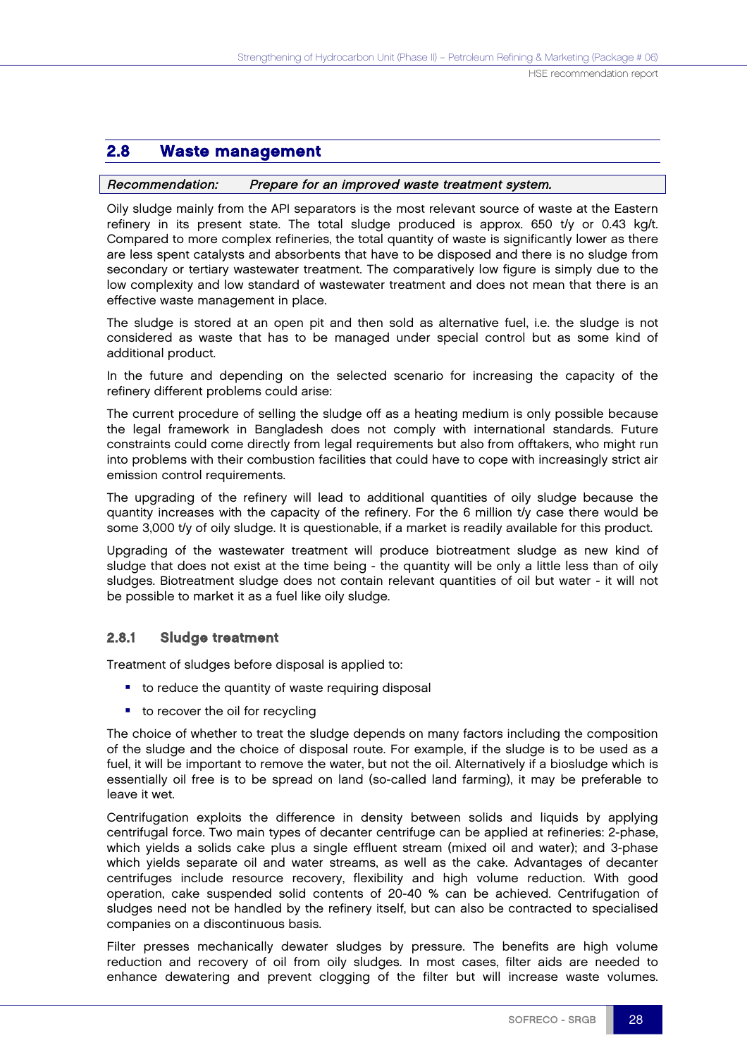## 2.8 Waste management

*Recommendation: Prepare for an improved waste treatment system.*

Oily sludge mainly from the API separators is the most relevant source of waste at the Eastern refinery in its present state. The total sludge produced is approx. 650 t/y or 0.43 kg/t. Compared to more complex refineries, the total quantity of waste is significantly lower as there are less spent catalysts and absorbents that have to be disposed and there is no sludge from secondary or tertiary wastewater treatment. The comparatively low figure is simply due to the low complexity and low standard of wastewater treatment and does not mean that there is an effective waste management in place.

The sludge is stored at an open pit and then sold as alternative fuel, i.e. the sludge is not considered as waste that has to be managed under special control but as some kind of additional product.

In the future and depending on the selected scenario for increasing the capacity of the refinery different problems could arise:

The current procedure of selling the sludge off as a heating medium is only possible because the legal framework in Bangladesh does not comply with international standards. Future constraints could come directly from legal requirements but also from offtakers, who might run into problems with their combustion facilities that could have to cope with increasingly strict air emission control requirements.

The upgrading of the refinery will lead to additional quantities of oily sludge because the quantity increases with the capacity of the refinery. For the 6 million t/y case there would be some 3,000 t/y of oily sludge. It is questionable, if a market is readily available for this product.

Upgrading of the wastewater treatment will produce biotreatment sludge as new kind of sludge that does not exist at the time being - the quantity will be only a little less than of oily sludges. Biotreatment sludge does not contain relevant quantities of oil but water - it will not be possible to market it as a fuel like oily sludge.

### 2.8.1 Sludge treatment

Treatment of sludges before disposal is applied to:

- to reduce the quantity of waste requiring disposal
- to recover the oil for recycling

The choice of whether to treat the sludge depends on many factors including the composition of the sludge and the choice of disposal route. For example, if the sludge is to be used as a fuel, it will be important to remove the water, but not the oil. Alternatively if a biosludge which is essentially oil free is to be spread on land (so-called land farming), it may be preferable to leave it wet.

Centrifugation exploits the difference in density between solids and liquids by applying centrifugal force. Two main types of decanter centrifuge can be applied at refineries: 2-phase, which yields a solids cake plus a single effluent stream (mixed oil and water); and 3-phase which yields separate oil and water streams, as well as the cake. Advantages of decanter centrifuges include resource recovery, flexibility and high volume reduction. With good operation, cake suspended solid contents of 20-40 % can be achieved. Centrifugation of sludges need not be handled by the refinery itself, but can also be contracted to specialised companies on a discontinuous basis.

Filter presses mechanically dewater sludges by pressure. The benefits are high volume reduction and recovery of oil from oily sludges. In most cases, filter aids are needed to enhance dewatering and prevent clogging of the filter but will increase waste volumes.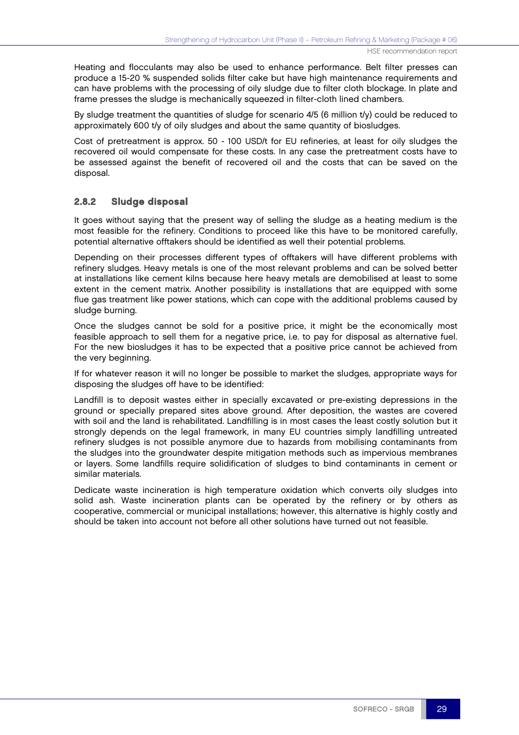Heating and flocculants may also be used to enhance performance. Belt filter presses can produce a 15-20 % suspended solids filter cake but have high maintenance requirements and can have problems with the processing of oily sludge due to filter cloth blockage. In plate and frame presses the sludge is mechanically squeezed in filter-cloth lined chambers.

By sludge treatment the quantities of sludge for scenario 4/5 (6 million t/y) could be reduced to approximately 600 t/y of oily sludges and about the same quantity of biosludges.

Cost of pretreatment is approx. 50 - 100 USD/t for EU refineries, at least for oily sludges the recovered oil would compensate for these costs. In any case the pretreatment costs have to be assessed against the benefit of recovered oil and the costs that can be saved on the disposal.

### 2.8.2 Sludge disposal

It goes without saying that the present way of selling the sludge as a heating medium is the most feasible for the refinery. Conditions to proceed like this have to be monitored carefully, potential alternative offtakers should be identified as well their potential problems.

Depending on their processes different types of offtakers will have different problems with refinery sludges. Heavy metals is one of the most relevant problems and can be solved better at installations like cement kilns because here heavy metals are demobilised at least to some extent in the cement matrix. Another possibility is installations that are equipped with some flue gas treatment like power stations, which can cope with the additional problems caused by sludge burning.

Once the sludges cannot be sold for a positive price, it might be the economically most feasible approach to sell them for a negative price, i.e. to pay for disposal as alternative fuel. For the new biosludges it has to be expected that a positive price cannot be achieved from the very beginning.

If for whatever reason it will no longer be possible to market the sludges, appropriate ways for disposing the sludges off have to be identified:

Landfill is to deposit wastes either in specially excavated or pre-existing depressions in the ground or specially prepared sites above ground. After deposition, the wastes are covered with soil and the land is rehabilitated. Landfilling is in most cases the least costly solution but it strongly depends on the legal framework, in many EU countries simply landfilling untreated refinery sludges is not possible anymore due to hazards from mobilising contaminants from the sludges into the groundwater despite mitigation methods such as impervious membranes or layers. Some landfills require solidification of sludges to bind contaminants in cement or similar materials.

Dedicate waste incineration is high temperature oxidation which converts oily sludges into solid ash. Waste incineration plants can be operated by the refinery or by others as cooperative, commercial or municipal installations; however, this alternative is highly costly and should be taken into account not before all other solutions have turned out not feasible.